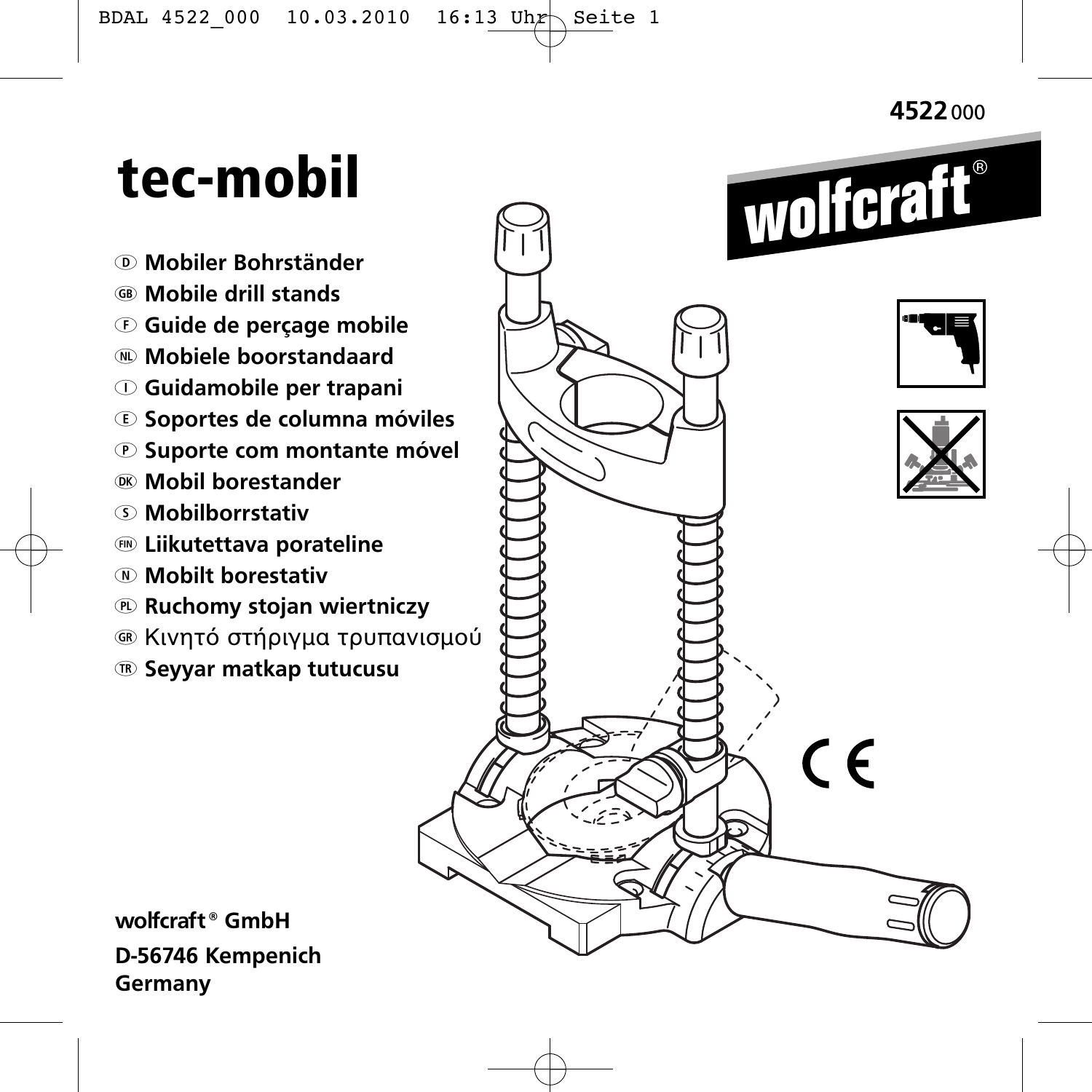**4522** 000

# tec-mobil

wolfcraft®

- D **Mobiler Bohrständer**
- GB **Mobile drill stands**
- F **Guide de perçage mobile**
- NL **Mobiele boorstandaard**
- I **Guidamobile per trapani**
- E **Soportes de columna móviles**
- P **Suporte com montante móvel**
- DK **Mobil borestander**
- S **Mobilborrstativ**
- FIN **Liikutettava porateline**
- N **Mobilt borestativ**
- PL **Ruchomy stojan wiertniczy**
- GR Κινητό στήριγμα τρυπανισμού
- TR **Seyyar matkap tutucusu**

CE

**wolfcraft® GmbH**
**D-56746 Kempenich**
**Germany**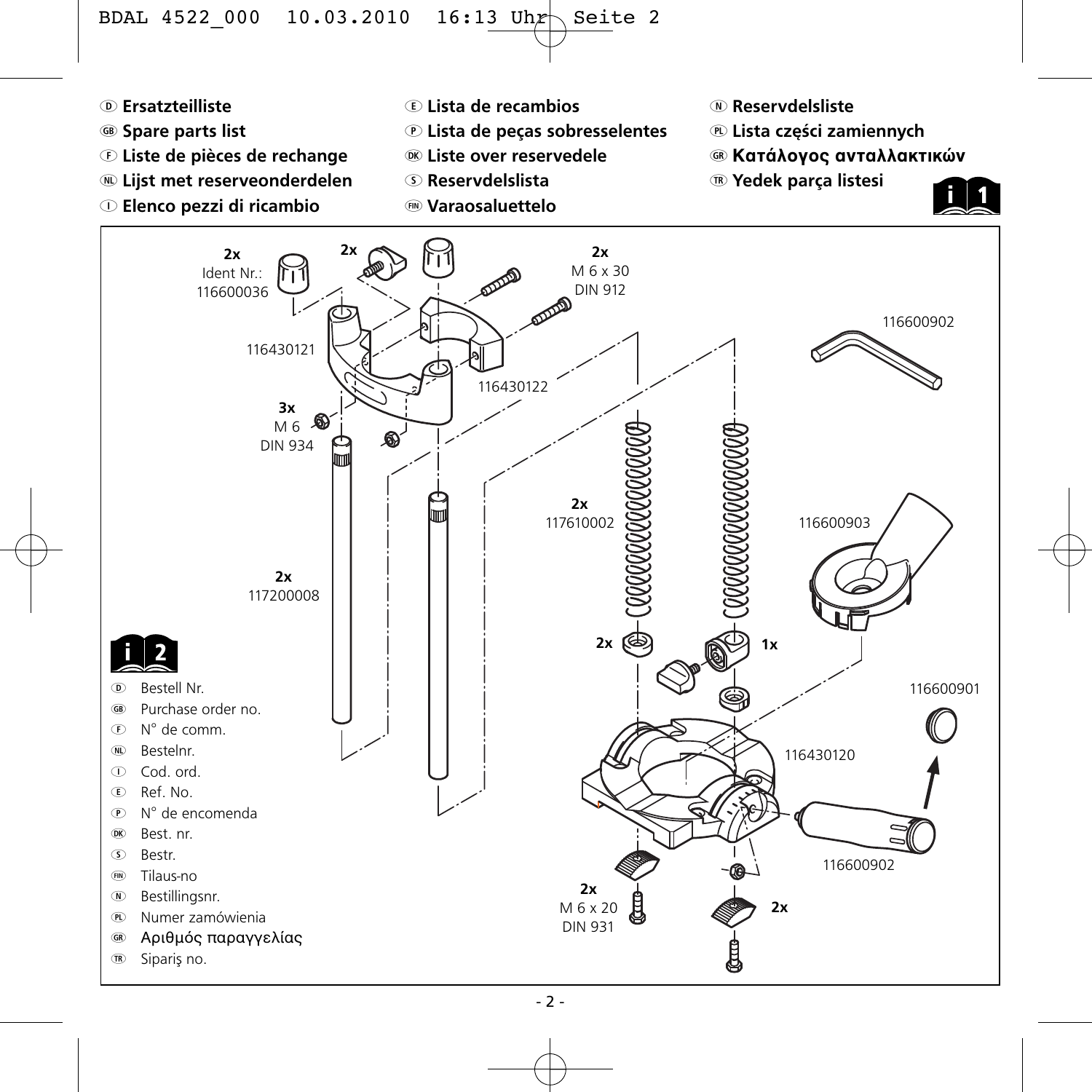D **Ersatzteilliste**
GB **Spare parts list**
F **Liste de pièces de rechange**
NL **Lijst met reserveonderdelen**
I **Elenco pezzi di ricambio**
E **Lista de recambios**
P **Lista de peças sobresselentes**
DK **Liste over reservedele**
S **Reservdelslista**
FIN **Varaosaluettelo**
N **Reservdelsliste**
PL **Lista części zamiennych**
GR **Κατάλογος ανταλλακτικών**
TR **Yedek parça listesi**

**2x** Ident Nr.: 116600036

**2x**

**2x** M 6 x 30 DIN 912

116430121

116430122

116600902

**3x** M 6 DIN 934

**2x** 117610002

116600903

**2x** 117200008

**2x**

**1x**

116600901

116430120

116600902

**2x** M 6 x 20 DIN 931

**2x**

D Bestell Nr.
GB Purchase order no.
F N° de comm.
NL Bestelnr.
I Cod. ord.
E Ref. No.
P N° de encomenda
DK Best. nr.
S Bestr.
FIN Tilaus-no
N Bestillingsnr.
PL Numer zamówienia
GR Αριθμός παραγγελίας
TR Sipariş no.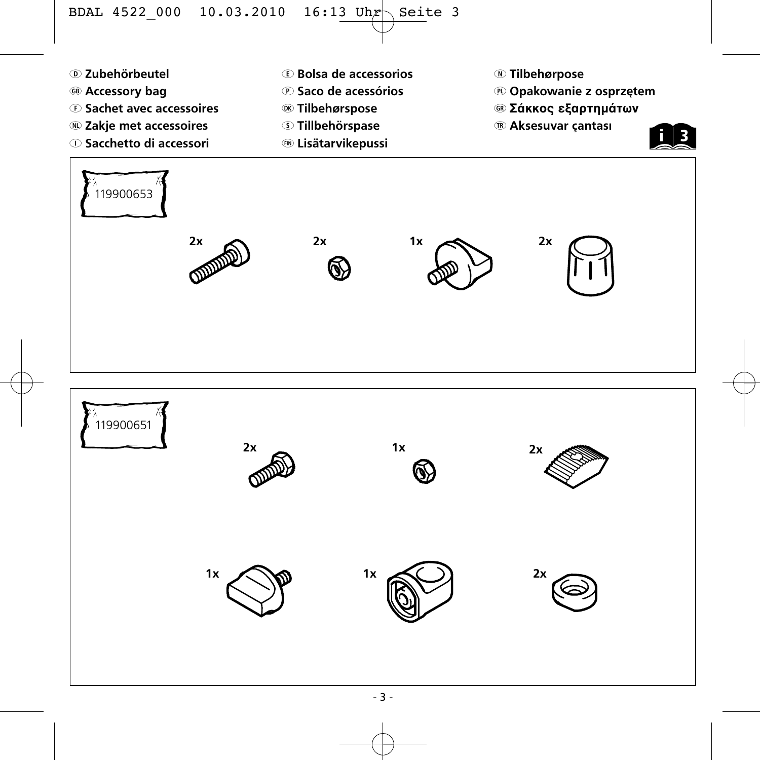Ⓓ **Zubehörbeutel**
ⒼⒷ **Accessory bag**
Ⓕ **Sachet avec accessoires**
ⓃⓁ **Zakje met accessoires**
Ⓘ **Sacchetto di accessori**
Ⓔ **Bolsa de accessorios**
Ⓟ **Saco de acessórios**
ⒹⓀ **Tilbehørspose**
Ⓢ **Tillbehörspase**
ⒻⒾⓃ **Lisätarvikepussi**
Ⓝ **Tilbehørpose**
ⓅⓁ **Opakowanie z osprzętem**
ⒼⓇ **Σάκκος εξαρτημάτων**
ⓉⓇ **Aksesuvar çantası**

i 3

119900653

2x
2x
1x
2x

119900651

2x
1x
2x

1x
1x
2x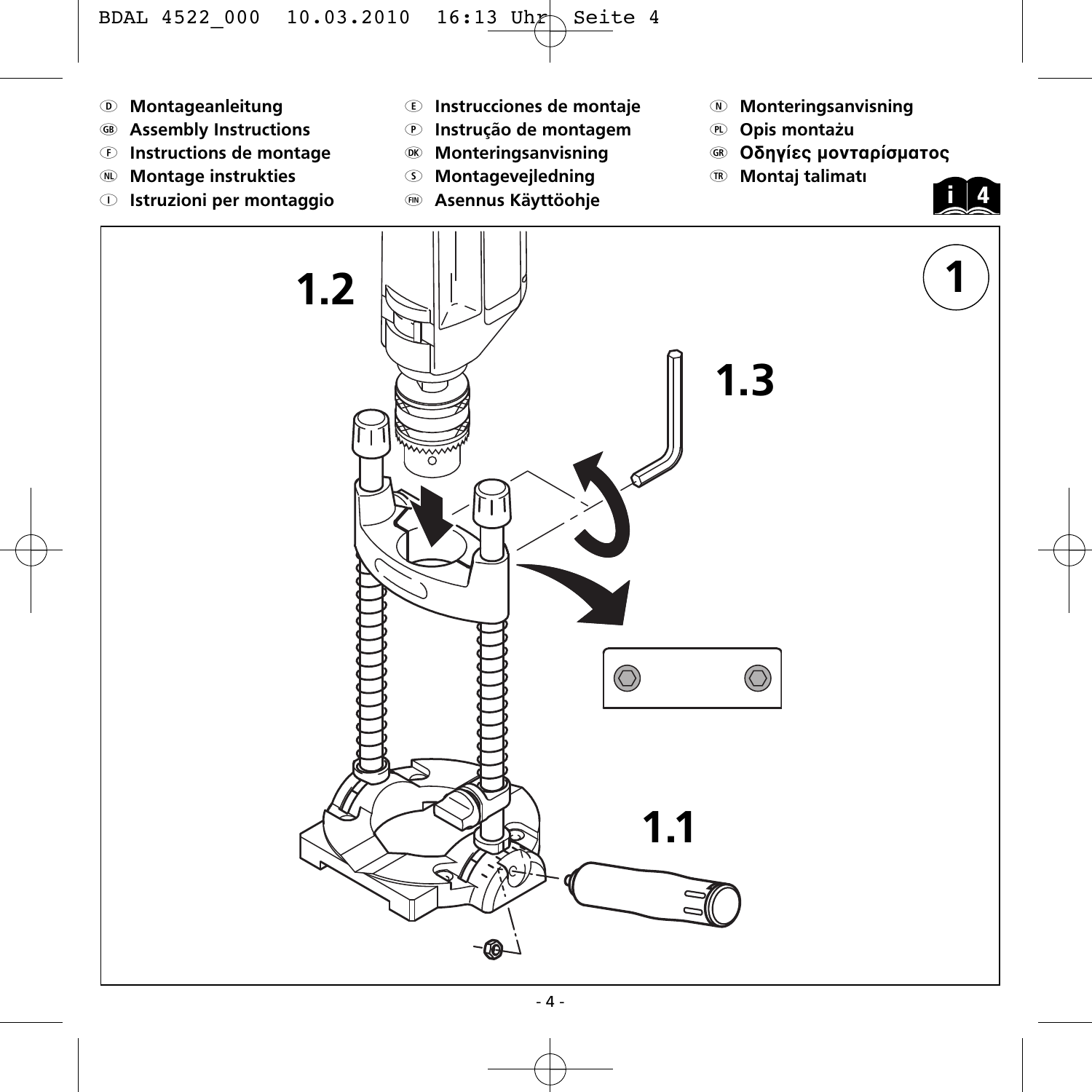- Ⓓ **Montageanleitung**
- Ⓖ **Assembly Instructions**
- Ⓕ **Instructions de montage**
- Ⓝ **Montage instrukties**
- Ⓘ **Istruzioni per montaggio**
- Ⓔ **Instrucciones de montaje**
- Ⓟ **Instrução de montagem**
- Ⓓ **Monteringsanvisning**
- Ⓢ **Montagevejledning**
- Ⓕ **Asennus Käyttöohje**
- Ⓝ **Monteringsanvisning**
- Ⓟ **Opis montażu**
- Ⓖ **Οδηγίες μονταρίσματος**
- Ⓣ **Montaj talimatı**

1

1.2

1.3

1.1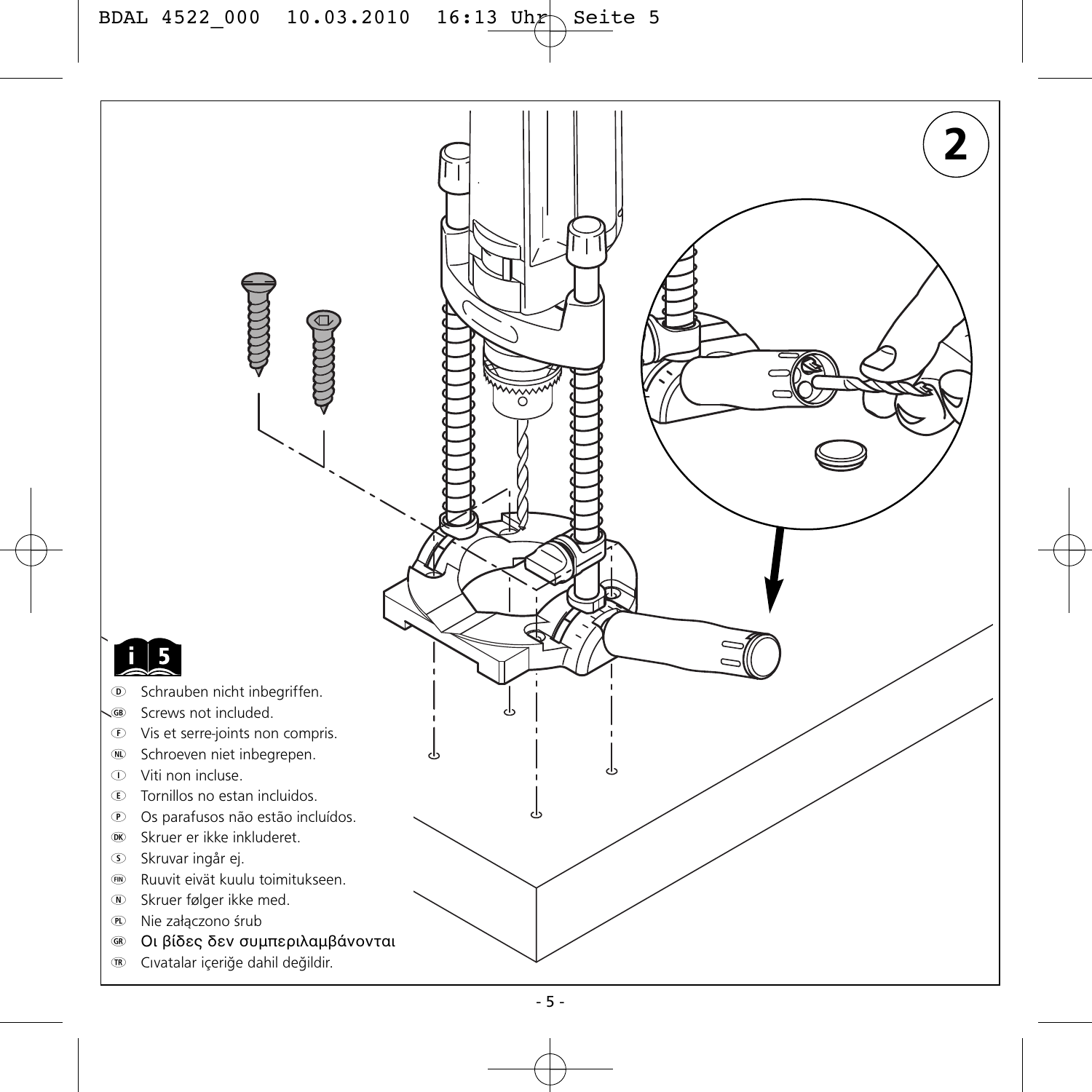2

i 5

D Schrauben nicht inbegriffen.
GB Screws not included.
F Vis et serre-joints non compris.
NL Schroeven niet inbegrepen.
I Viti non incluse.
E Tornillos no estan incluidos.
P Os parafusos não estão incluídos.
DK Skruer er ikke inkluderet.
S Skruvar ingår ej.
FIN Ruuvit eivät kuulu toimitukseen.
N Skruer følger ikke med.
PL Nie załączono śrub
GR Οι βίδες δεν συμπεριλαμβάνονται
TR Cıvatalar içeriğe dahil değildir.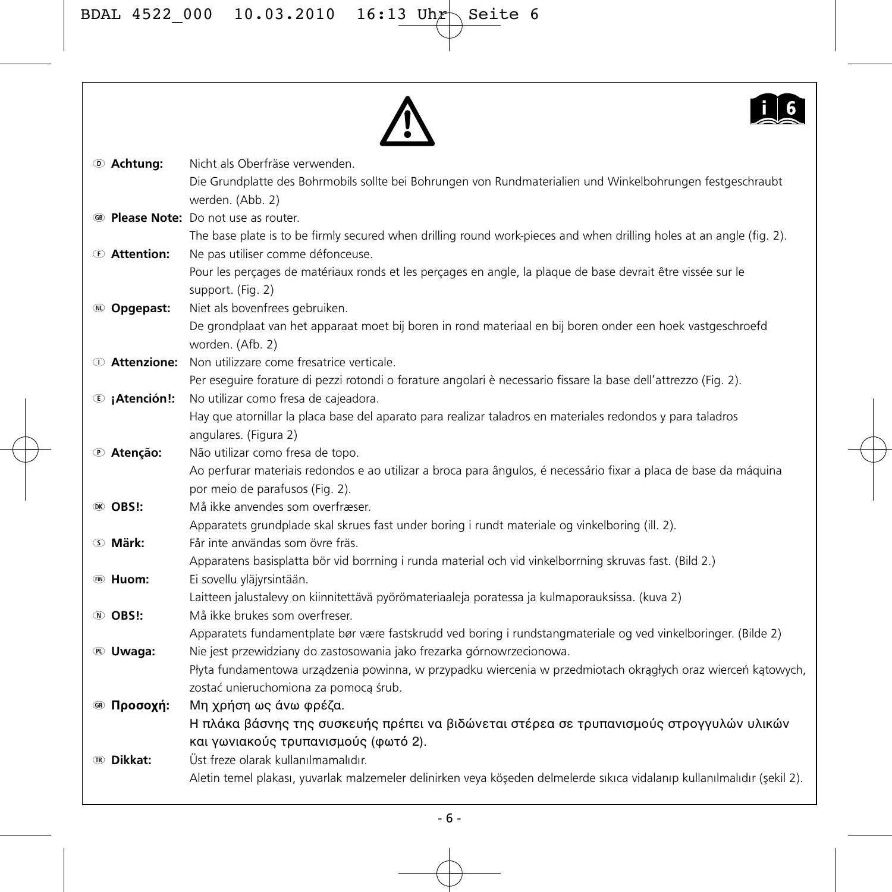**D Achtung:** Nicht als Oberfräse verwenden.
Die Grundplatte des Bohrmobils sollte bei Bohrungen von Rundmaterialien und Winkelbohrungen festgeschraubt werden. (Abb. 2)

**GB Please Note:** Do not use as router.
The base plate is to be firmly secured when drilling round work-pieces and when drilling holes at an angle (fig. 2).

**F Attention:** Ne pas utiliser comme défonceuse.
Pour les perçages de matériaux ronds et les perçages en angle, la plaque de base devrait être vissée sur le support. (Fig. 2)

**NL Opgepast:** Niet als bovenfrees gebruiken.
De grondplaat van het apparaat moet bij boren in rond materiaal en bij boren onder een hoek vastgeschroefd worden. (Afb. 2)

**I Attenzione:** Non utilizzare come fresatrice verticale.
Per eseguire forature di pezzi rotondi o forature angolari è necessario fissare la base dell'attrezzo (Fig. 2).

**E ¡Atención!:** No utilizar como fresa de cajeadora.
Hay que atornillar la placa base del aparato para realizar taladros en materiales redondos y para taladros angulares. (Figura 2)

**P Atenção:** Não utilizar como fresa de topo.
Ao perfurar materiais redondos e ao utilizar a broca para ângulos, é necessário fixar a placa de base da máquina por meio de parafusos (Fig. 2).

**DK OBS!:** Må ikke anvendes som overfræser.
Apparatets grundplade skal skrues fast under boring i rundt materiale og vinkelboring (ill. 2).

**S Märk:** Får inte användas som övre fräs.
Apparatens basisplatta bör vid borrning i runda material och vid vinkelborrning skruvas fast. (Bild 2.)

**FIN Huom:** Ei sovellu yläjyrsintään.
Laitteen jalustalevy on kiinnitettävä pyörömateriaaleja poratessa ja kulmaporauksissa. (kuva 2)

**N OBS!:** Må ikke brukes som overfreser.
Apparatets fundamentplate bør være fastskrudd ved boring i rundstangmateriale og ved vinkelboringer. (Bilde 2)

**PL Uwaga:** Nie jest przewidziany do zastosowania jako frezarka górnowrzecionowa.
Płyta fundamentowa urządzenia powinna, w przypadku wiercenia w przedmiotach okrągłych oraz wierceń kątowych, zostać unieruchomiona za pomocą śrub.

**GR Προσοχή:** Μη χρήση ως άνω φρέζα.
Η πλάκα βάσνης της συσκευής πρέπει να βιδώνεται στέρεα σε τρυπανισμούς στρογγυλών υλικών και γωνιακούς τρυπανισμούς (φωτό 2).

**TR Dikkat:** Üst freze olarak kullanılmamalıdır.
Aletin temel plakası, yuvarlak malzemeler delinirken veya köşeden delmelerde sıkıca vidalanıp kullanılmalıdır (şekil 2).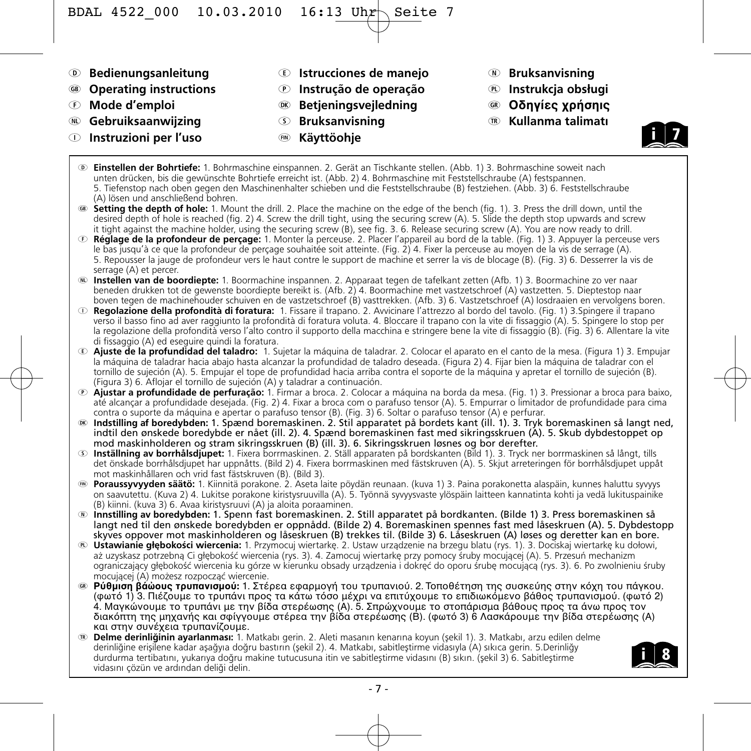- **D** **Bedienungsanleitung**
- **GB** **Operating instructions**
- **F** **Mode d'emploi**
- **NL** **Gebruiksaanwijzing**
- **I** **Instruzioni per l'uso**
- **E** **Istrucciones de manejo**
- **P** **Instrução de operação**
- **DK** **Betjeningsvejledning**
- **S** **Bruksanvisning**
- **FIN** **Käyttöohje**
- **N** **Bruksanvisning**
- **PL** **Instrukcja obsługi**
- **GR** **Οδηγίες χρήσης**
- **TR** **Kullanma talimatı**

i 7

**D** **Einstellen der Bohrtiefe:** 1. Bohrmaschine einspannen. 2. Gerät an Tischkante stellen. (Abb. 1) 3. Bohrmaschine soweit nach unten drücken, bis die gewünschte Bohrtiefe erreicht ist. (Abb. 2) 4. Bohrmaschine mit Feststellschraube (A) festspannen. 5. Tiefenstop nach oben gegen den Maschinenhalter schieben und die Feststellschraube (B) festziehen. (Abb. 3) 6. Feststellschraube (A) lösen und anschließend bohren.

**GB** **Setting the depth of hole:** 1. Mount the drill. 2. Place the machine on the edge of the bench (fig. 1). 3. Press the drill down, until the desired depth of hole is reached (fig. 2) 4. Screw the drill tight, using the securing screw (A). 5. Slide the depth stop upwards and screw it tight against the machine holder, using the securing screw (B), see fig. 3. 6. Release securing screw (A). You are now ready to drill.

**F** **Réglage de la profondeur de perçage:** 1. Monter la perceuse. 2. Placer l'appareil au bord de la table. (Fig. 1) 3. Appuyer la perceuse vers le bas jusqu'à ce que la profondeur de perçage souhaitée soit atteinte. (Fig. 2) 4. Fixer la perceuse au moyen de la vis de serrage (A). 5. Repousser la jauge de profondeur vers le haut contre le support de machine et serrer la vis de blocage (B). (Fig. 3) 6. Desserrer la vis de serrage (A) et percer.

**NL** **Instellen van de boordiepte:** 1. Boormachine inspannen. 2. Apparaat tegen de tafelkant zetten (Afb. 1) 3. Boormachine zo ver naar beneden drukken tot de gewenste boordiepte bereikt is. (Afb. 2) 4. Boormachine met vastzetschroef (A) vastzetten. 5. Dieptestop naar boven tegen de machinehouder schuiven en de vastzetschroef (B) vasttrekken. (Afb. 3) 6. Vastzetschroef (A) losdraaien en vervolgens boren.

**I** **Regolazione della profondità di foratura:** 1. Fissare il trapano. 2. Avvicinare l'attrezzo al bordo del tavolo. (Fig. 1) 3.Spingere il trapano verso il basso fino ad aver raggiunto la profondità di foratura voluta. 4. Bloccare il trapano con la vite di fissaggio (A). 5. Spingere lo stop per la regolazione della profondità verso l'alto contro il supporto della macchina e stringere bene la vite di fissaggio (B). (Fig. 3) 6. Allentare la vite di fissaggio (A) ed eseguire quindi la foratura.

**E** **Ajuste de la profundidad del taladro:** 1. Sujetar la máquina de taladrar. 2. Colocar el aparato en el canto de la mesa. (Figura 1) 3. Empujar la máquina de taladrar hacia abajo hasta alcanzar la profundidad de taladro deseada. (Figura 2) 4. Fijar bien la máquina de taladrar con el tornillo de sujeción (A). 5. Empujar el tope de profundidad hacia arriba contra el soporte de la máquina y apretar el tornillo de sujeción (B). (Figura 3) 6. Aflojar el tornillo de sujeción (A) y taladrar a continuación.

**P** **Ajustar a profundidade de perfuração:** 1. Firmar a broca. 2. Colocar a máquina na borda da mesa. (Fig. 1) 3. Pressionar a broca para baixo, até alcançar a profundidade desejada. (Fig. 2) 4. Fixar a broca com o parafuso tensor (A). 5. Empurrar o limitador de profundidade para cima contra o suporte da máquina e apertar o parafuso tensor (B). (Fig. 3) 6. Soltar o parafuso tensor (A) e perfurar.

**DK** **Indstilling af boredybden:** 1. Spænd boremaskinen. 2. Stil apparatet på bordets kant (ill. 1). 3. Tryk boremaskinen så langt ned, indtil den ønskede boredybde er nået (ill. 2). 4. Spænd boremaskinen fast med sikringsskruen (A). 5. Skub dybdestoppet op mod maskinholderen og stram sikringsskruen (B) (ill. 3). 6. Sikringsskruen løsnes og bor derefter.

**S** **Inställning av borrhålsdjupet:** 1. Fixera borrmaskinen. 2. Ställ apparaten på bordskanten (Bild 1). 3. Tryck ner borrmaskinen så långt, tills det önskade borrhålsdjupet har uppnåtts. (Bild 2) 4. Fixera borrmaskinen med fästskruven (A). 5. Skjut arreteringen för borrhålsdjupet uppåt mot maskinhållaren och vrid fast fästskruven (B). (Bild 3).

**FIN** **Poraussyvyyden säätö:** 1. Kiinnitä porakone. 2. Aseta laite pöydän reunaan. (kuva 1) 3. Paina porakonetta alaspäin, kunnes haluttu syvyys on saavutettu. (Kuva 2) 4. Lukitse porakone kiristysruuvilla (A). 5. Työnnä syvyysvaste ylöspäin laitteen kannatinta kohti ja vedä lukituspainike (B) kiinni. (kuva 3) 6. Avaa kiristysruuvi (A) ja aloita poraaminen.

**N** **Innstilling av boredybden:** 1. Spenn fast boremaskinen. 2. Still apparatet på bordkanten. (Bilde 1) 3. Press boremaskinen så langt ned til den ønskede boredybden er oppnådd. (Bilde 2) 4. Boremaskinen spennes fast med låseskruen (A). 5. Dybdestopp skyves oppover mot maskinholderen og låseskruen (B) trekkes til. (Bilde 3) 6. Låseskruen (A) løses og deretter kan en bore.

**PL** **Ustawianie głębokości wiercenia:** 1. Przymocuj wiertarkę. 2. Ustaw urządzenie na brzegu blatu (rys. 1). 3. Dociskaj wiertarkę ku dołowi, aż uzyskasz potrzebną Ci głębokość wiercenia (rys. 3). 4. Zamocuj wiertarkę przy pomocy śruby mocującej (A). 5. Przesuń mechanizm ograniczający głębokość wiercenia ku górze w kierunku obsady urządzenia i dokręć do oporu śrubę mocującą (rys. 3). 6. Po zwolnieniu śruby mocującej (A) możesz rozpocząć wiercenie.

**GR** **Ρύθμιση βάθους τρυπανισμού:** 1. Στέρεα εφαρμογή του τρυπανιού. 2. Τοποθέτηση της συσκεύης στην κόχη του πάγκου. (φωτό 1) 3. Πιέζουμε το τρυπάνι προς τα κάτω τόσο μέχρι να επιτύχουμε το επιδιωκόμενο βάθος τρυπανισμού. (φωτό 2) 4. Μαγκώνουμε το τρυπάνι με την βίδα στερέωσης (A). 5. Σπρώχνουμε το στοπάρισμα βάθους προς τα άνω προς τον διακόπτη της μηχανής και σφίγγουμε στέρεα την βίδα στερέωσης (B). (φωτό 3) 6 Λασκάρουμε την βίδα στερέωσης (A) και στην συνέχεια τρυπανίζουμε.

**TR** **Delme derinliğinin ayarlanması:** 1. Matkabı gerin. 2. Aleti masanın kenarına koyun (şekil 1). 3. Matkabı, arzu edilen delme derinliğine erişilene kadar aşağıya doğru bastırın (şekil 2). 4. Matkabı, sabitleştirme vidasıyla (A) sıkıca gerin. 5.Derinliğy durdurma tertibatını, yukarıya doğru makine tutucusuna itin ve sabitleştirme vidasını (B) sıkın. (şekil 3) 6. Sabitleştirme vidasını çözün ve ardından deliği delin.

i 8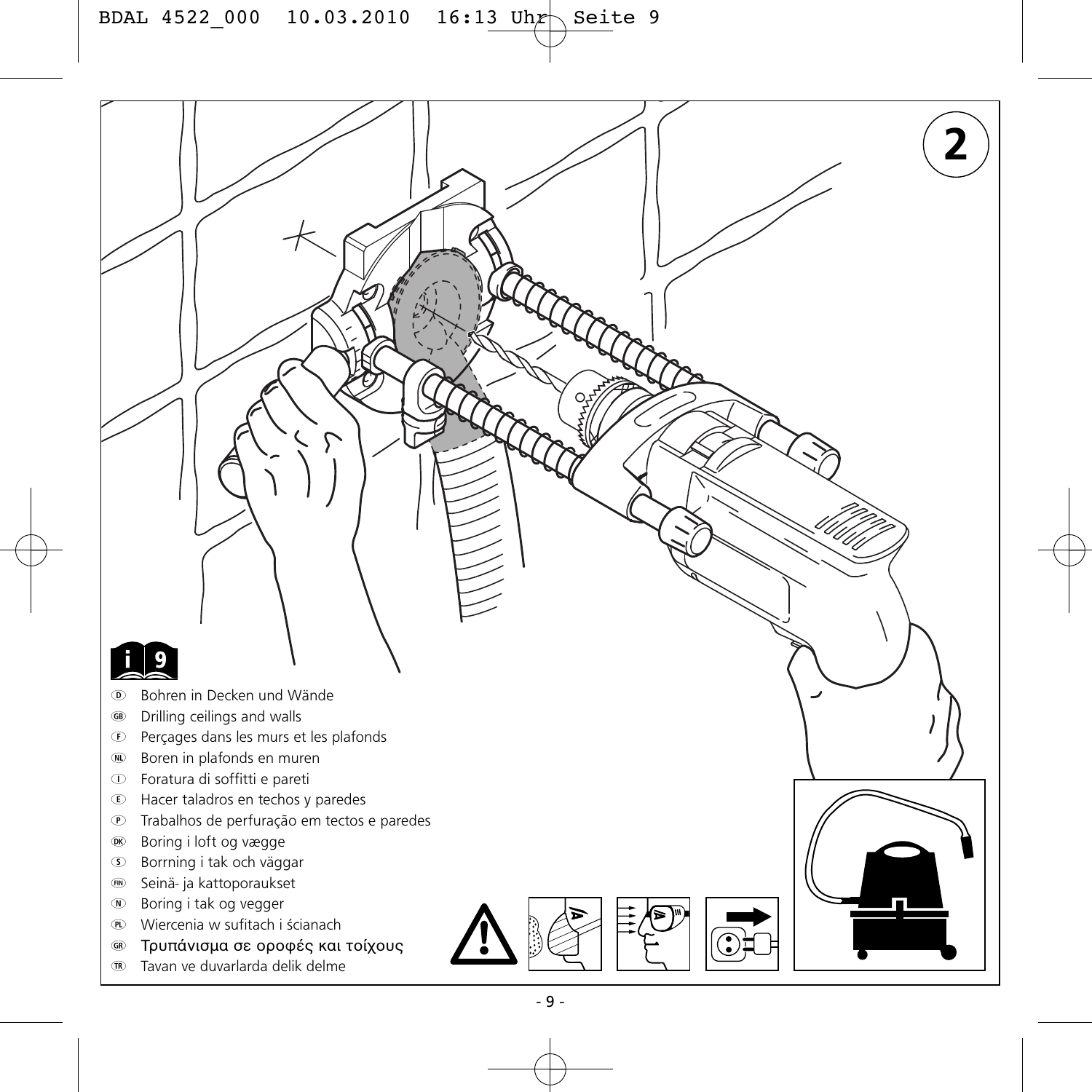2

i 9

D Bohren in Decken und Wände
GB Drilling ceilings and walls
F Perçages dans les murs et les plafonds
NL Boren in plafonds en muren
I Foratura di soffitti e pareti
E Hacer taladros en techos y paredes
P Trabalhos de perfuração em tectos e paredes
DK Boring i loft og vægge
S Borrning i tak och väggar
FIN Seinä- ja kattoporaukset
N Boring i tak og vegger
PL Wiercenia w sufitach i ścianach
GR Τρυπάνισμα σε οροφές και τοίχους
TR Tavan ve duvarlarda delik delme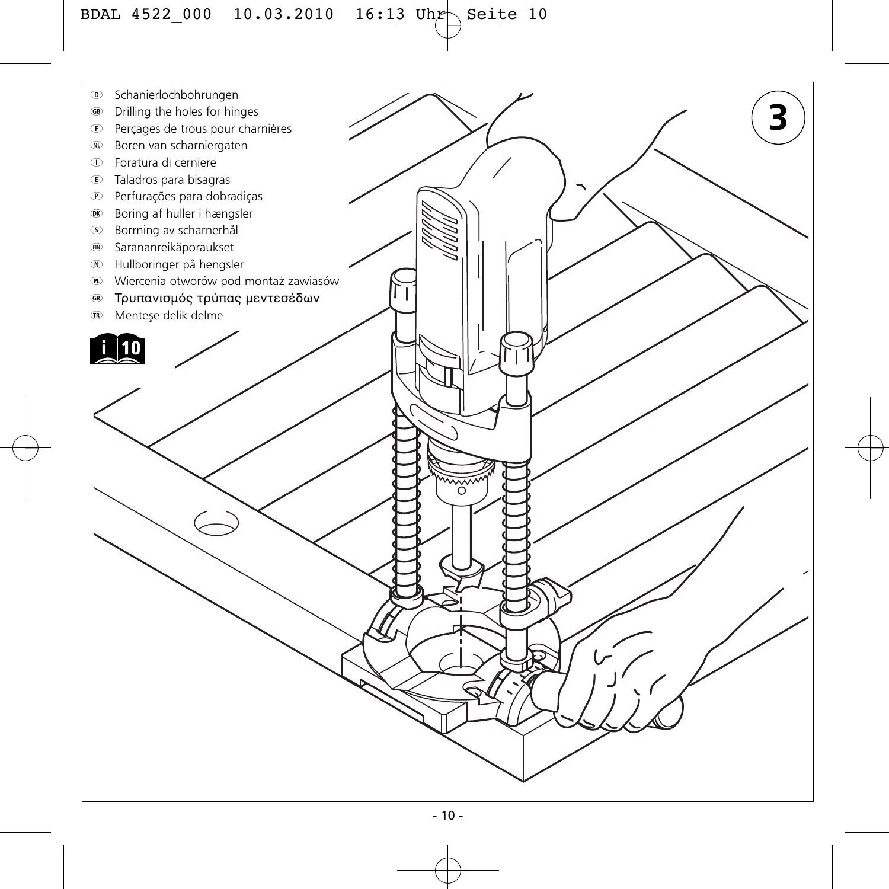- D Schanierlochbohrungen
- GB Drilling the holes for hinges
- F Perçages de trous pour charnières
- NL Boren van scharniergaten
- I Foratura di cerniere
- E Taladros para bisagras
- P Perfurações para dobradiças
- DK Boring af huller i hængsler
- S Borrning av scharnerhål
- FIN Sarananreikäporaukset
- N Hullboringer på hengsler
- PL Wiercenia otworów pod montaż zawiasów
- GR Τρυπανισμός τρύπας μεντεσέδων
- TR Menteşe delik delme

i 10

3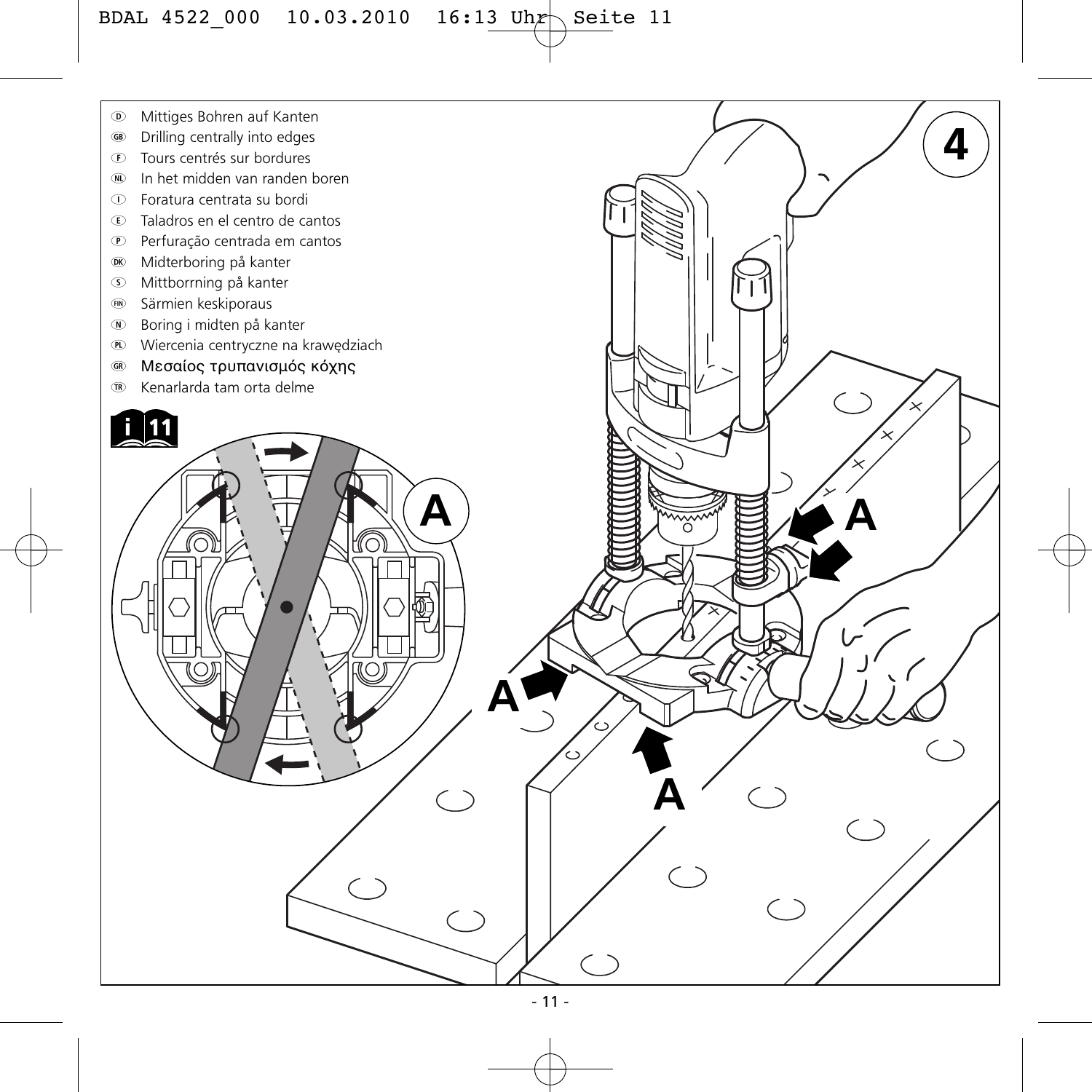- D Mittiges Bohren auf Kanten
- GB Drilling centrally into edges
- F Tours centrés sur bordures
- NL In het midden van randen boren
- I Foratura centrata su bordi
- E Taladros en el centro de cantos
- P Perfuração centrada em cantos
- DK Midterboring på kanter
- S Mittborrning på kanter
- FIN Särmien keskiporaus
- N Boring i midten på kanter
- PL Wiercenia centryczne na krawędziach
- GR Μεσαίος τρυπανισμός κόχης
- TR Kenarlarda tam orta delme

i 11

4

A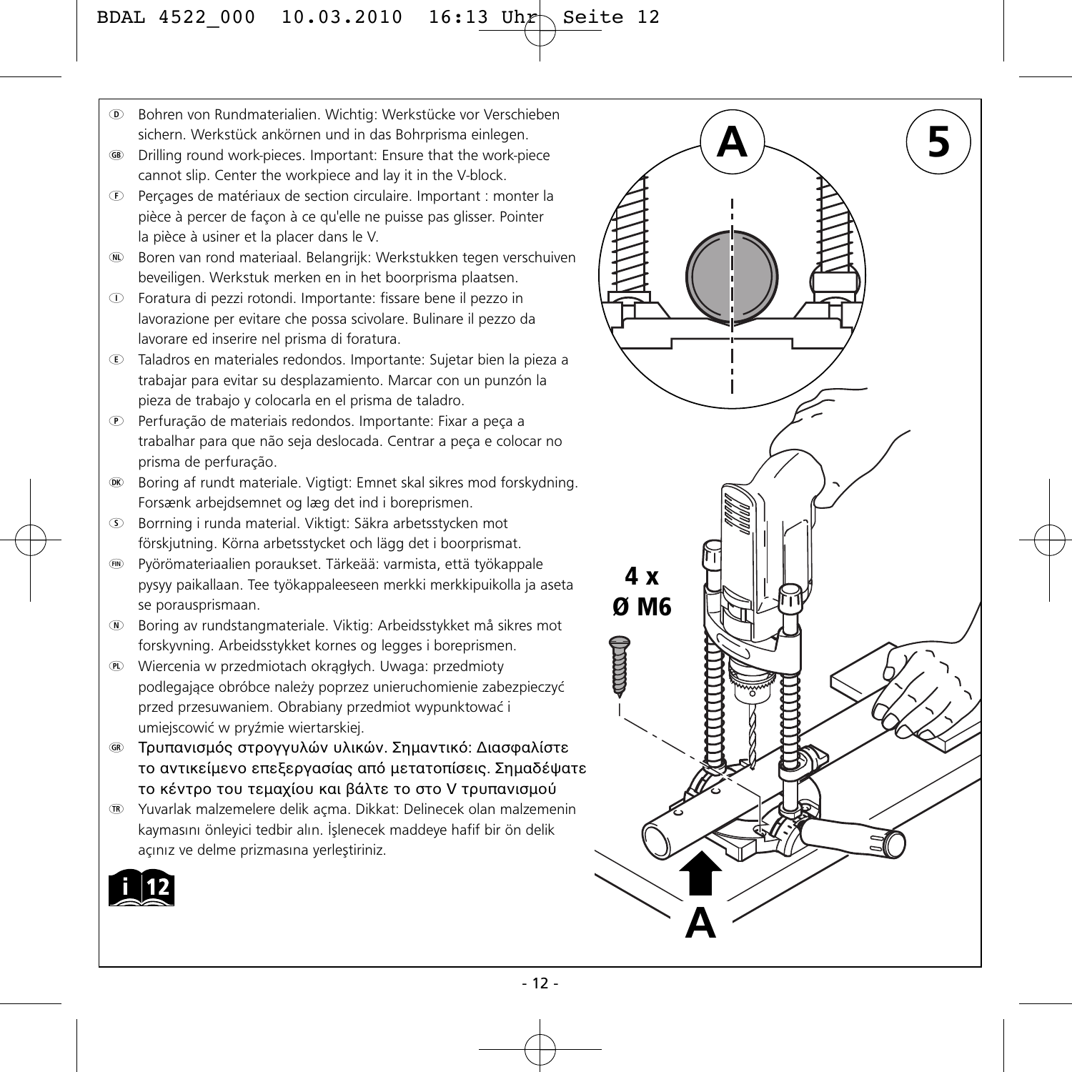- D Bohren von Rundmaterialien. Wichtig: Werkstücke vor Verschieben sichern. Werkstück ankörnen und in das Bohrprisma einlegen.
- GB Drilling round work-pieces. Important: Ensure that the work-piece cannot slip. Center the workpiece and lay it in the V-block.
- F Perçages de matériaux de section circulaire. Important : monter la pièce à percer de façon à ce qu'elle ne puisse pas glisser. Pointer la pièce à usiner et la placer dans le V.
- NL Boren van rond materiaal. Belangrijk: Werkstukken tegen verschuiven beveiligen. Werkstuk merken en in het boorprisma plaatsen.
- I Foratura di pezzi rotondi. Importante: fissare bene il pezzo in lavorazione per evitare che possa scivolare. Bulinare il pezzo da lavorare ed inserire nel prisma di foratura.
- E Taladros en materiales redondos. Importante: Sujetar bien la pieza a trabajar para evitar su desplazamiento. Marcar con un punzón la pieza de trabajo y colocarla en el prisma de taladro.
- P Perfuração de materiais redondos. Importante: Fixar a peça a trabalhar para que não seja deslocada. Centrar a peça e colocar no prisma de perfuração.
- DK Boring af rundt materiale. Vigtigt: Emnet skal sikres mod forskydning. Forsænk arbejdsemnet og læg det ind i boreprismen.
- S Borrning i runda material. Viktigt: Säkra arbetsstycken mot förskjutning. Körna arbetsstycket och lägg det i boorprismat.
- FIN Pyörömateriaalien poraukset. Tärkeää: varmista, että työkappale pysyy paikallaan. Tee työkappaleeseen merkki merkkipuikolla ja aseta se porausprismaan.
- N Boring av rundstangmateriale. Viktig: Arbeidsstykket må sikres mot forskyvning. Arbeidsstykket kornes og legges i boreprismen.
- PL Wiercenia w przedmiotach okrągłych. Uwaga: przedmioty podlegające obróbce należy poprzez unieruchomienie zabezpieczyć przed przesuwaniem. Obrabiany przedmiot wypunktować i umiejscowić w pryźmie wiertarskiej.
- GR Τρυπανισμός στρογγυλών υλικών. Σημαντικό: Διασφαλίστε το αντικείμενο επεξεργασίας από μετατοπίσεις. Σημαδέψατε το κέντρο του τεμαχίου και βάλτε το στο V τρυπανισμού
- TR Yuvarlak malzemelere delik açma. Dikkat: Delinecek olan malzemenin kaymasını önleyici tedbir alın. İşlenecek maddeye hafif bir ön delik açınız ve delme prizmasına yerleştiriniz.

i 12

A

5

4 x
Ø M6

A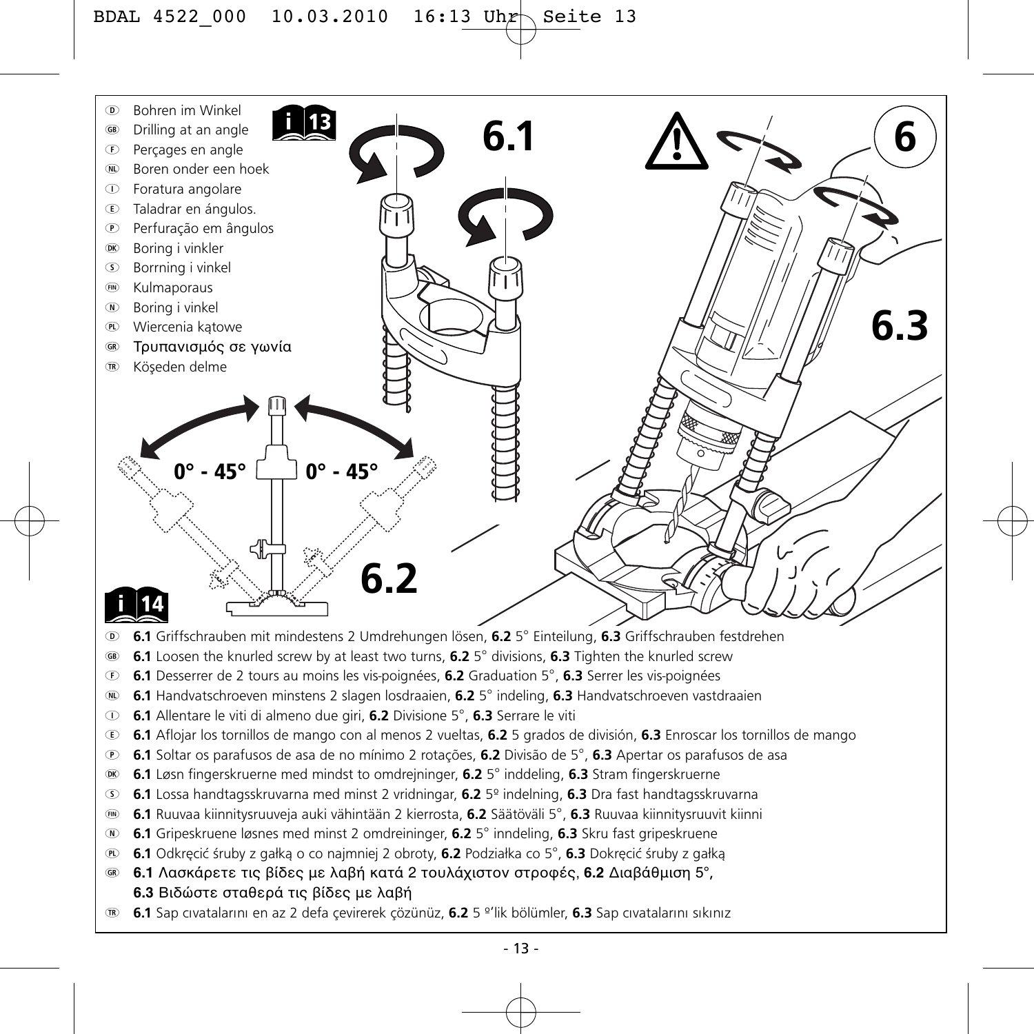- D Bohren im Winkel
- GB Drilling at an angle
- F Perçages en angle
- NL Boren onder een hoek
- I Foratura angolare
- E Taladrar en ángulos.
- P Perfuração em ângulos
- DK Boring i vinkler
- S Borrning i vinkel
- FIN Kulmaporaus
- N Boring i vinkel
- PL Wiercenia kątowe
- GR Τρυπανισμός σε γωνία
- TR Köşeden delme

i 13

6.1

6

6.3

0° - 45° 0° - 45°

6.2

i 14

- D **6.1** Griffschrauben mit mindestens 2 Umdrehungen lösen, **6.2** 5° Einteilung, **6.3** Griffschrauben festdrehen
- GB **6.1** Loosen the knurled screw by at least two turns, **6.2** 5° divisions, **6.3** Tighten the knurled screw
- F **6.1** Desserrer de 2 tours au moins les vis-poignées, **6.2** Graduation 5°, **6.3** Serrer les vis-poignées
- NL **6.1** Handvatschroeven minstens 2 slagen losdraaien, **6.2** 5° indeling, **6.3** Handvatschroeven vastdraaien
- I **6.1** Allentare le viti di almeno due giri, **6.2** Divisione 5°, **6.3** Serrare le viti
- E **6.1** Aflojar los tornillos de mango con al menos 2 vueltas, **6.2** 5 grados de división, **6.3** Enroscar los tornillos de mango
- P **6.1** Soltar os parafusos de asa de no mínimo 2 rotações, **6.2** Divisão de 5°, **6.3** Apertar os parafusos de asa
- DK **6.1** Løsn fingerskruerne med mindst to omdrejninger, **6.2** 5° inddeling, **6.3** Stram fingerskruerne
- S **6.1** Lossa handtagsskruvarna med minst 2 vridningar, **6.2** 5º indelning, **6.3** Dra fast handtagsskruvarna
- FIN **6.1** Ruuvaa kiinnitysruuveja auki vähintään 2 kierrosta, **6.2** Säätöväli 5°, **6.3** Ruuvaa kiinnitysruuvit kiinni
- N **6.1** Gripeskruene løsnes med minst 2 omdreininger, **6.2** 5° inndeling, **6.3** Skru fast gripeskruene
- PL **6.1** Odkręcić śruby z gałką o co najmniej 2 obroty, **6.2** Podziałka co 5°, **6.3** Dokręcić śruby z gałką
- GR **6.1** Λασκάρετε τις βίδες με λαβή κατά 2 τουλάχιστον στροφές, **6.2** Διαβάθμιση 5°, **6.3** Βιδώστε σταθερά τις βίδες με λαβή
- TR **6.1** Sap cıvatalarını en az 2 defa çevirerek çözünüz, **6.2** 5 º'lik bölümler, **6.3** Sap cıvatalarını sıkınız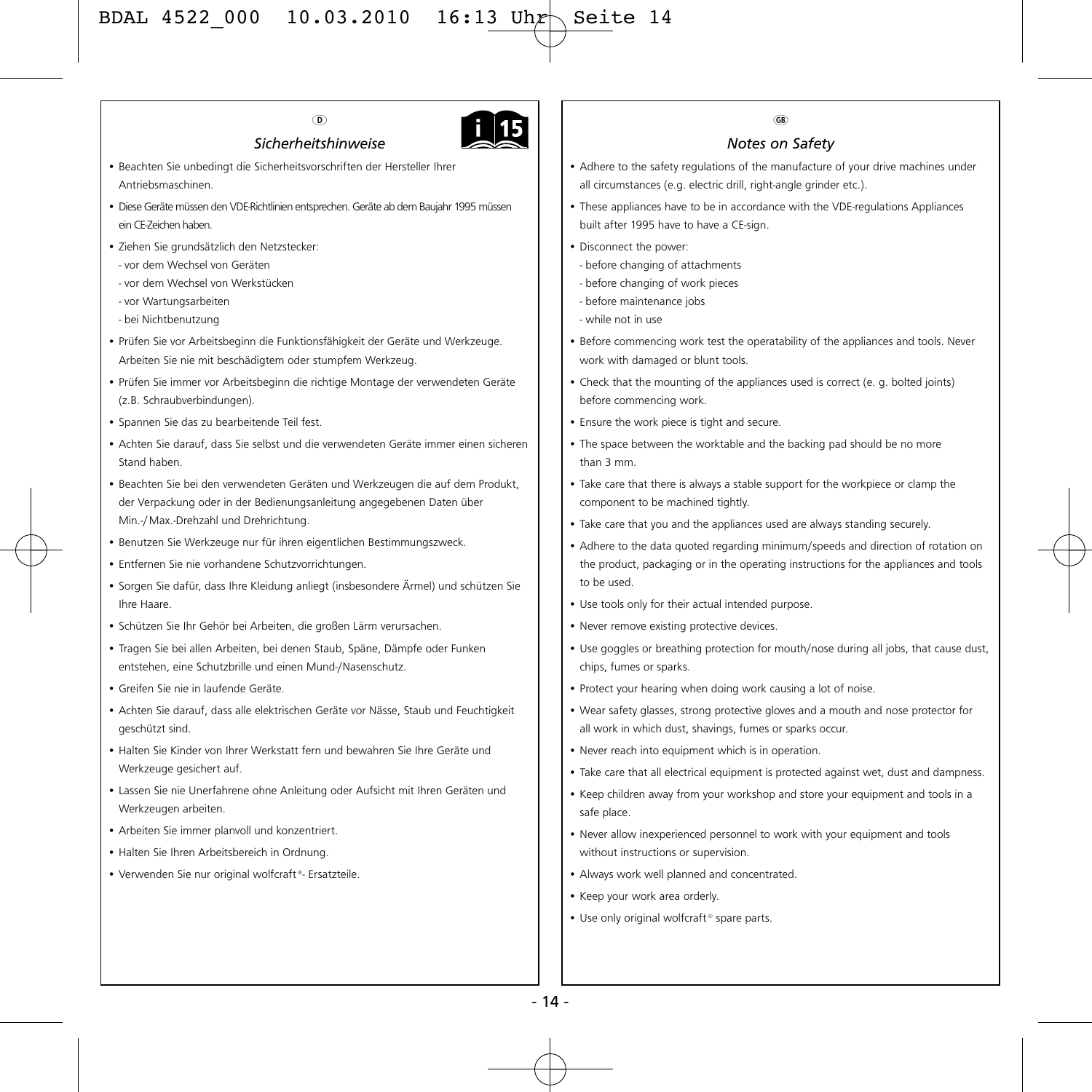D

## *Sicherheitshinweise*

i 15

- Beachten Sie unbedingt die Sicherheitsvorschriften der Hersteller Ihrer Antriebsmaschinen.
- Diese Geräte müssen den VDE-Richtlinien entsprechen. Geräte ab dem Baujahr 1995 müssen ein CE-Zeichen haben.
- Ziehen Sie grundsätzlich den Netzstecker:
  - vor dem Wechsel von Geräten
  - vor dem Wechsel von Werkstücken
  - vor Wartungsarbeiten
  - bei Nichtbenutzung
- Prüfen Sie vor Arbeitsbeginn die Funktionsfähigkeit der Geräte und Werkzeuge. Arbeiten Sie nie mit beschädigtem oder stumpfem Werkzeug.
- Prüfen Sie immer vor Arbeitsbeginn die richtige Montage der verwendeten Geräte (z.B. Schraubverbindungen).
- Spannen Sie das zu bearbeitende Teil fest.
- Achten Sie darauf, dass Sie selbst und die verwendeten Geräte immer einen sicheren Stand haben.
- Beachten Sie bei den verwendeten Geräten und Werkzeugen die auf dem Produkt, der Verpackung oder in der Bedienungsanleitung angegebenen Daten über Min.-/ Max.-Drehzahl und Drehrichtung.
- Benutzen Sie Werkzeuge nur für ihren eigentlichen Bestimmungszweck.
- Entfernen Sie nie vorhandene Schutzvorrichtungen.
- Sorgen Sie dafür, dass Ihre Kleidung anliegt (insbesondere Ärmel) und schützen Sie Ihre Haare.
- Schützen Sie Ihr Gehör bei Arbeiten, die großen Lärm verursachen.
- Tragen Sie bei allen Arbeiten, bei denen Staub, Späne, Dämpfe oder Funken entstehen, eine Schutzbrille und einen Mund-/Nasenschutz.
- Greifen Sie nie in laufende Geräte.
- Achten Sie darauf, dass alle elektrischen Geräte vor Nässe, Staub und Feuchtigkeit geschützt sind.
- Halten Sie Kinder von Ihrer Werkstatt fern und bewahren Sie Ihre Geräte und Werkzeuge gesichert auf.
- Lassen Sie nie Unerfahrene ohne Anleitung oder Aufsicht mit Ihren Geräten und Werkzeugen arbeiten.
- Arbeiten Sie immer planvoll und konzentriert.
- Halten Sie Ihren Arbeitsbereich in Ordnung.
- Verwenden Sie nur original wolfcraft®- Ersatzteile.

GB

## *Notes on Safety*

- Adhere to the safety regulations of the manufacture of your drive machines under all circumstances (e.g. electric drill, right-angle grinder etc.).
- These appliances have to be in accordance with the VDE-regulations Appliances built after 1995 have to have a CE-sign.
- Disconnect the power:
  - before changing of attachments
  - before changing of work pieces
  - before maintenance jobs
  - while not in use
- Before commencing work test the operatability of the appliances and tools. Never work with damaged or blunt tools.
- Check that the mounting of the appliances used is correct (e. g. bolted joints) before commencing work.
- Ensure the work piece is tight and secure.
- The space between the worktable and the backing pad should be no more than 3 mm.
- Take care that there is always a stable support for the workpiece or clamp the component to be machined tightly.
- Take care that you and the appliances used are always standing securely.
- Adhere to the data quoted regarding minimum/speeds and direction of rotation on the product, packaging or in the operating instructions for the appliances and tools to be used.
- Use tools only for their actual intended purpose.
- Never remove existing protective devices.
- Use goggles or breathing protection for mouth/nose during all jobs, that cause dust, chips, fumes or sparks.
- Protect your hearing when doing work causing a lot of noise.
- Wear safety glasses, strong protective gloves and a mouth and nose protector for all work in which dust, shavings, fumes or sparks occur.
- Never reach into equipment which is in operation.
- Take care that all electrical equipment is protected against wet, dust and dampness.
- Keep children away from your workshop and store your equipment and tools in a safe place.
- Never allow inexperienced personnel to work with your equipment and tools without instructions or supervision.
- Always work well planned and concentrated.
- Keep your work area orderly.
- Use only original wolfcraft® spare parts.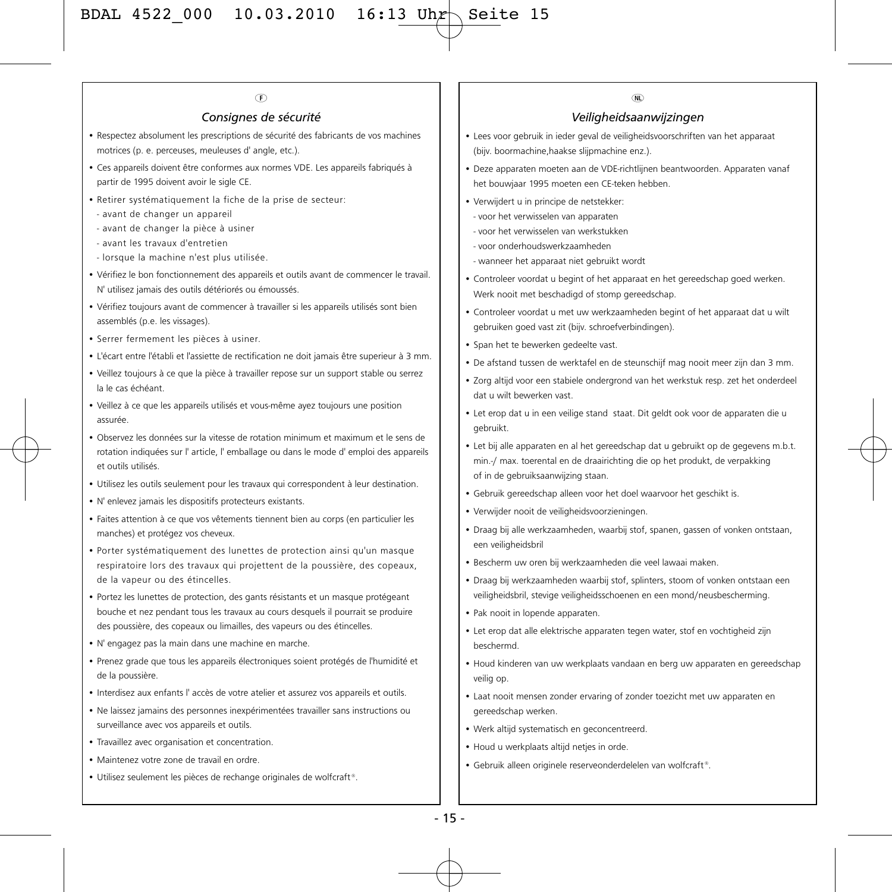F

## *Consignes de sécurité*

- Respectez absolument les prescriptions de sécurité des fabricants de vos machines motrices (p. e. perceuses, meuleuses d' angle, etc.).
- Ces appareils doivent être conformes aux normes VDE. Les appareils fabriqués à partir de 1995 doivent avoir le sigle CE.
- Retirer systématiquement la fiche de la prise de secteur:
  - avant de changer un appareil
  - avant de changer la pièce à usiner
  - avant les travaux d'entretien
  - lorsque la machine n'est plus utilisée.
- Vérifiez le bon fonctionnement des appareils et outils avant de commencer le travail. N' utilisez jamais des outils détériorés ou émoussés.
- Vérifiez toujours avant de commencer à travailler si les appareils utilisés sont bien assemblés (p.e. les vissages).
- Serrer fermement les pièces à usiner.
- L'écart entre l'établi et l'assiette de rectification ne doit jamais être superieur à 3 mm.
- Veillez toujours à ce que la pièce à travailler repose sur un support stable ou serrez la le cas échéant.
- Veillez à ce que les appareils utilisés et vous-même ayez toujours une position assurée.
- Observez les données sur la vitesse de rotation minimum et maximum et le sens de rotation indiquées sur l' article, l' emballage ou dans le mode d' emploi des appareils et outils utilisés.
- Utilisez les outils seulement pour les travaux qui correspondent à leur destination.
- N' enlevez jamais les dispositifs protecteurs existants.
- Faites attention à ce que vos vêtements tiennent bien au corps (en particulier les manches) et protégez vos cheveux.
- Porter systématiquement des lunettes de protection ainsi qu'un masque respiratoire lors des travaux qui projettent de la poussière, des copeaux, de la vapeur ou des étincelles.
- Portez les lunettes de protection, des gants résistants et un masque protégeant bouche et nez pendant tous les travaux au cours desquels il pourrait se produire des poussière, des copeaux ou limailles, des vapeurs ou des étincelles.
- N' engagez pas la main dans une machine en marche.
- Prenez grade que tous les appareils électroniques soient protégés de l'humidité et de la poussière.
- Interdisez aux enfants l' accès de votre atelier et assurez vos appareils et outils.
- Ne laissez jamains des personnes inexpérimentées travailler sans instructions ou surveillance avec vos appareils et outils.
- Travaillez avec organisation et concentration.
- Maintenez votre zone de travail en ordre.
- Utilisez seulement les pièces de rechange originales de wolfcraft®.

NL

## *Veiligheidsaanwijzingen*

- Lees voor gebruik in ieder geval de veiligheidsvoorschriften van het apparaat (bijv. boormachine,haakse slijpmachine enz.).
- Deze apparaten moeten aan de VDE-richtlijnen beantwoorden. Apparaten vanaf het bouwjaar 1995 moeten een CE-teken hebben.
- Verwijdert u in principe de netstekker:
  - voor het verwisselen van apparaten
  - voor het verwisselen van werkstukken
  - voor onderhoudswerkzaamheden
  - wanneer het apparaat niet gebruikt wordt
- Controleer voordat u begint of het apparaat en het gereedschap goed werken. Werk nooit met beschadigd of stomp gereedschap.
- Controleer voordat u met uw werkzaamheden begint of het apparaat dat u wilt gebruiken goed vast zit (bijv. schroefverbindingen).
- Span het te bewerken gedeelte vast.
- De afstand tussen de werktafel en de steunschijf mag nooit meer zijn dan 3 mm.
- Zorg altijd voor een stabiele ondergrond van het werkstuk resp. zet het onderdeel dat u wilt bewerken vast.
- Let erop dat u in een veilige stand staat. Dit geldt ook voor de apparaten die u gebruikt.
- Let bij alle apparaten en al het gereedschap dat u gebruikt op de gegevens m.b.t. min.-/ max. toerental en de draairichting die op het produkt, de verpakking of in de gebruiksaanwijzing staan.
- Gebruik gereedschap alleen voor het doel waarvoor het geschikt is.
- Verwijder nooit de veiligheidsvoorzieningen.
- Draag bij alle werkzaamheden, waarbij stof, spanen, gassen of vonken ontstaan, een veiligheidsbril
- Bescherm uw oren bij werkzaamheden die veel lawaai maken.
- Draag bij werkzaamheden waarbij stof, splinters, stoom of vonken ontstaan een veiligheidsbril, stevige veiligheidsschoenen en een mond/neusbescherming.
- Pak nooit in lopende apparaten.
- Let erop dat alle elektrische apparaten tegen water, stof en vochtigheid zijn beschermd.
- Houd kinderen van uw werkplaats vandaan en berg uw apparaten en gereedschap veilig op.
- Laat nooit mensen zonder ervaring of zonder toezicht met uw apparaten en gereedschap werken.
- Werk altijd systematisch en geconcentreerd.
- Houd u werkplaats altijd netjes in orde.
- Gebruik alleen originele reserveonderdelelen van wolfcraft®.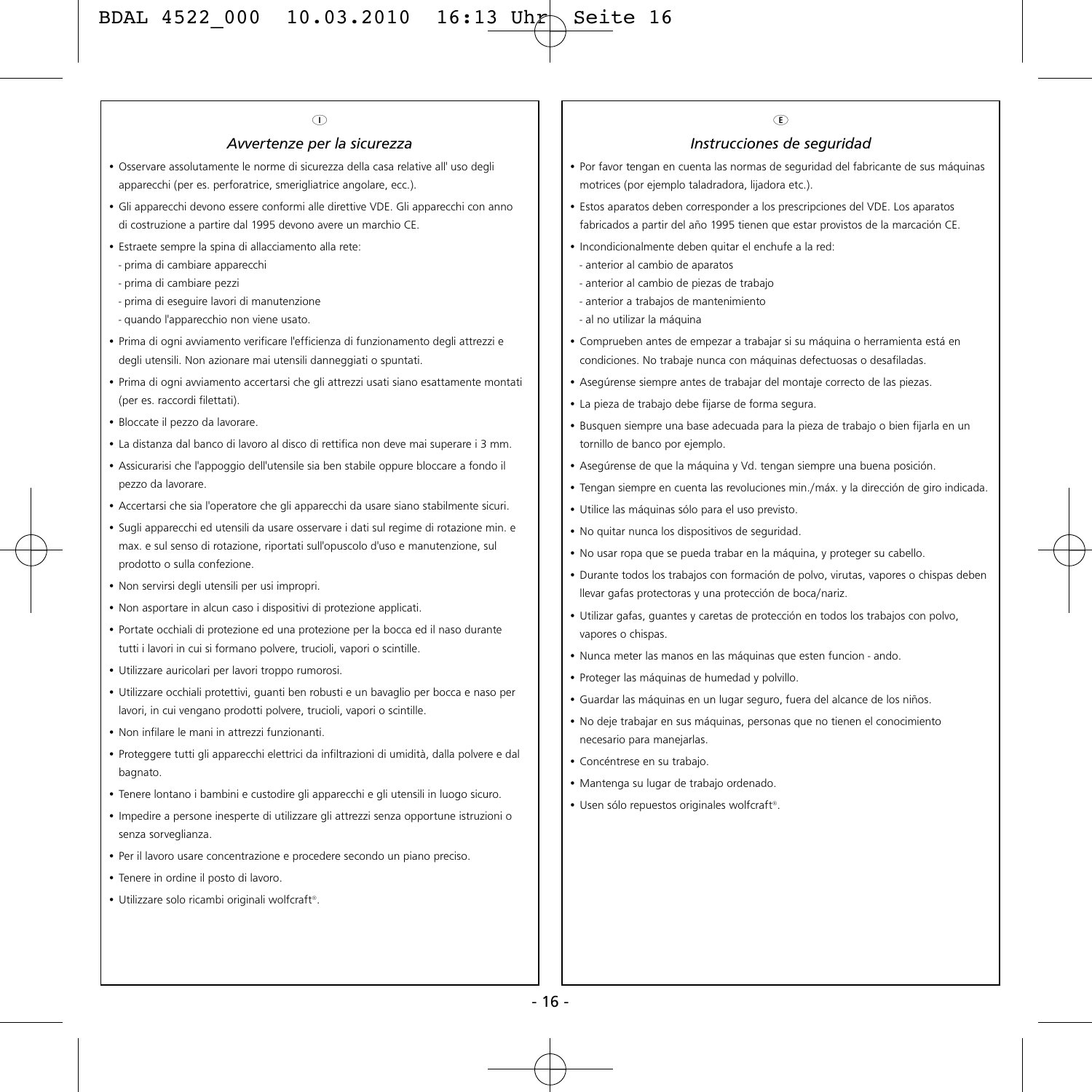I

## *Avvertenze per la sicurezza*

- Osservare assolutamente le norme di sicurezza della casa relative all' uso degli apparecchi (per es. perforatrice, smerigliatrice angolare, ecc.).
- Gli apparecchi devono essere conformi alle direttive VDE. Gli apparecchi con anno di costruzione a partire dal 1995 devono avere un marchio CE.
- Estraete sempre la spina di allacciamento alla rete:
  - prima di cambiare apparecchi
  - prima di cambiare pezzi
  - prima di eseguire lavori di manutenzione
  - quando l'apparecchio non viene usato.
- Prima di ogni avviamento verificare l'efficienza di funzionamento degli attrezzi e degli utensili. Non azionare mai utensili danneggiati o spuntati.
- Prima di ogni avviamento accertarsi che gli attrezzi usati siano esattamente montati (per es. raccordi filettati).
- Bloccate il pezzo da lavorare.
- La distanza dal banco di lavoro al disco di rettifica non deve mai superare i 3 mm.
- Assicurarisi che l'appoggio dell'utensile sia ben stabile oppure bloccare a fondo il pezzo da lavorare.
- Accertarsi che sia l'operatore che gli apparecchi da usare siano stabilmente sicuri.
- Sugli apparecchi ed utensili da usare osservare i dati sul regime di rotazione min. e max. e sul senso di rotazione, riportati sull'opuscolo d'uso e manutenzione, sul prodotto o sulla confezione.
- Non servirsi degli utensili per usi impropri.
- Non asportare in alcun caso i dispositivi di protezione applicati.
- Portate occhiali di protezione ed una protezione per la bocca ed il naso durante tutti i lavori in cui si formano polvere, trucioli, vapori o scintille.
- Utilizzare auricolari per lavori troppo rumorosi.
- Utilizzare occhiali protettivi, guanti ben robusti e un bavaglio per bocca e naso per lavori, in cui vengano prodotti polvere, trucioli, vapori o scintille.
- Non infilare le mani in attrezzi funzionanti.
- Proteggere tutti gli apparecchi elettrici da infiltrazioni di umidità, dalla polvere e dal bagnato.
- Tenere lontano i bambini e custodire gli apparecchi e gli utensili in luogo sicuro.
- Impedire a persone inesperte di utilizzare gli attrezzi senza opportune istruzioni o senza sorveglianza.
- Per il lavoro usare concentrazione e procedere secondo un piano preciso.
- Tenere in ordine il posto di lavoro.
- Utilizzare solo ricambi originali wolfcraft®.

E

## *Instrucciones de seguridad*

- Por favor tengan en cuenta las normas de seguridad del fabricante de sus máquinas motrices (por ejemplo taladradora, lijadora etc.).
- Estos aparatos deben corresponder a los prescripciones del VDE. Los aparatos fabricados a partir del año 1995 tienen que estar provistos de la marcación CE.
- Incondicionalmente deben quitar el enchufe a la red:
  - anterior al cambio de aparatos
  - anterior al cambio de piezas de trabajo
  - anterior a trabajos de mantenimiento
  - al no utilizar la máquina
- Comprueben antes de empezar a trabajar si su máquina o herramienta está en condiciones. No trabaje nunca con máquinas defectuosas o desafiladas.
- Asegúrense siempre antes de trabajar del montaje correcto de las piezas.
- La pieza de trabajo debe fijarse de forma segura.
- Busquen siempre una base adecuada para la pieza de trabajo o bien fijarla en un tornillo de banco por ejemplo.
- Asegúrense de que la máquina y Vd. tengan siempre una buena posición.
- Tengan siempre en cuenta las revoluciones min./máx. y la dirección de giro indicada.
- Utilice las máquinas sólo para el uso previsto.
- No quitar nunca los dispositivos de seguridad.
- No usar ropa que se pueda trabar en la máquina, y proteger su cabello.
- Durante todos los trabajos con formación de polvo, virutas, vapores o chispas deben llevar gafas protectoras y una protección de boca/nariz.
- Utilizar gafas, guantes y caretas de protección en todos los trabajos con polvo, vapores o chispas.
- Nunca meter las manos en las máquinas que esten funcion - ando.
- Proteger las máquinas de humedad y polvillo.
- Guardar las máquinas en un lugar seguro, fuera del alcance de los niños.
- No deje trabajar en sus máquinas, personas que no tienen el conocimiento necesario para manejarlas.
- Concéntrese en su trabajo.
- Mantenga su lugar de trabajo ordenado.
- Usen sólo repuestos originales wolfcraft®.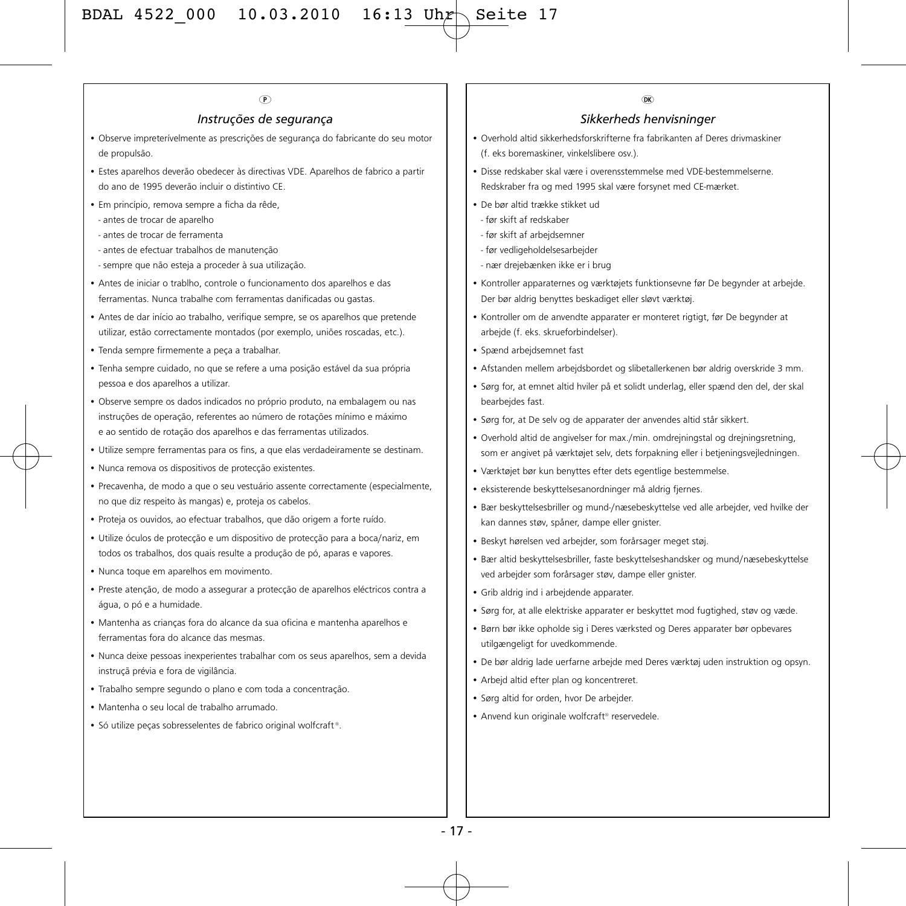P

## *Instruções de segurança*

- Observe impreterívelmente as prescrições de segurança do fabricante do seu motor de propulsão.
- Estes aparelhos deverão obedecer às directivas VDE. Aparelhos de fabrico a partir do ano de 1995 deverão incluir o distintivo CE.
- Em princípio, remova sempre a ficha da rêde,
  - antes de trocar de aparelho
  - antes de trocar de ferramenta
  - antes de efectuar trabalhos de manutenção
  - sempre que não esteja a proceder à sua utilização.
- Antes de iniciar o trablho, controle o funcionamento dos aparelhos e das ferramentas. Nunca trabalhe com ferramentas danificadas ou gastas.
- Antes de dar início ao trabalho, verifique sempre, se os aparelhos que pretende utilizar, estão correctamente montados (por exemplo, uniões roscadas, etc.).
- Tenda sempre firmemente a peça a trabalhar.
- Tenha sempre cuidado, no que se refere a uma posição estável da sua própria pessoa e dos aparelhos a utilizar.
- Observe sempre os dados indicados no próprio produto, na embalagem ou nas instruções de operação, referentes ao número de rotações mínimo e máximo e ao sentido de rotação dos aparelhos e das ferramentas utilizados.
- Utilize sempre ferramentas para os fins, a que elas verdadeiramente se destinam.
- Nunca remova os dispositivos de protecção existentes.
- Precavenha, de modo a que o seu vestuário assente correctamente (especialmente, no que diz respeito às mangas) e, proteja os cabelos.
- Proteja os ouvidos, ao efectuar trabalhos, que dão origem a forte ruído.
- Utilize óculos de protecção e um dispositivo de protecção para a boca/nariz, em todos os trabalhos, dos quais resulte a produção de pó, aparas e vapores.
- Nunca toque em aparelhos em movimento.
- Preste atenção, de modo a assegurar a protecção de aparelhos eléctricos contra a água, o pó e a humidade.
- Mantenha as crianças fora do alcance da sua oficina e mantenha aparelhos e ferramentas fora do alcance das mesmas.
- Nunca deixe pessoas inexperientes trabalhar com os seus aparelhos, sem a devida instruçã prévia e fora de vigilância.
- Trabalho sempre segundo o plano e com toda a concentração.
- Mantenha o seu local de trabalho arrumado.
- Só utilize peças sobresselentes de fabrico original wolfcraft®.

DK

## *Sikkerheds henvisninger*

- Overhold altid sikkerhedsforskrifterne fra fabrikanten af Deres drivmaskiner (f. eks boremaskiner, vinkelslibere osv.).
- Disse redskaber skal være i overensstemmelse med VDE-bestemmelserne. Redskraber fra og med 1995 skal være forsynet med CE-mærket.
- De bør altid trække stikket ud
  - før skift af redskaber
  - før skift af arbejdsemner
  - før vedligeholdelsesarbejder
  - nær drejebænken ikke er i brug
- Kontroller apparaternes og værktøjets funktionsevne før De begynder at arbejde. Der bør aldrig benyttes beskadiget eller sløvt værktøj.
- Kontroller om de anvendte apparater er monteret rigtigt, før De begynder at arbejde (f. eks. skrueforbindelser).
- Spænd arbejdsemnet fast
- Afstanden mellem arbejdsbordet og slibetallerkenen bør aldrig overskride 3 mm.
- Sørg for, at emnet altid hviler på et solidt underlag, eller spænd den del, der skal bearbejdes fast.
- Sørg for, at De selv og de apparater der anvendes altid står sikkert.
- Overhold altid de angivelser for max./min. omdrejningstal og drejningsretning, som er angivet på værktøjet selv, dets forpakning eller i betjeningsvejledningen.
- Værktøjet bør kun benyttes efter dets egentlige bestemmelse.
- eksisterende beskyttelsesanordninger må aldrig fjernes.
- Bær beskyttelsesbriller og mund-/næsebeskyttelse ved alle arbejder, ved hvilke der kan dannes støv, spåner, dampe eller gnister.
- Beskyt hørelsen ved arbejder, som forårsager meget støj.
- Bær altid beskyttelsesbriller, faste beskyttelseshandsker og mund/næsebeskyttelse ved arbejder som forårsager støv, dampe eller gnister.
- Grib aldrig ind i arbejdende apparater.
- Sørg for, at alle elektriske apparater er beskyttet mod fugtighed, støv og væde.
- Børn bør ikke opholde sig i Deres værksted og Deres apparater bør opbevares utilgængeligt for uvedkommende.
- De bør aldrig lade uerfarne arbejde med Deres værktøj uden instruktion og opsyn.
- Arbejd altid efter plan og koncentreret.
- Sørg altid for orden, hvor De arbejder.
- Anvend kun originale wolfcraft® reservedele.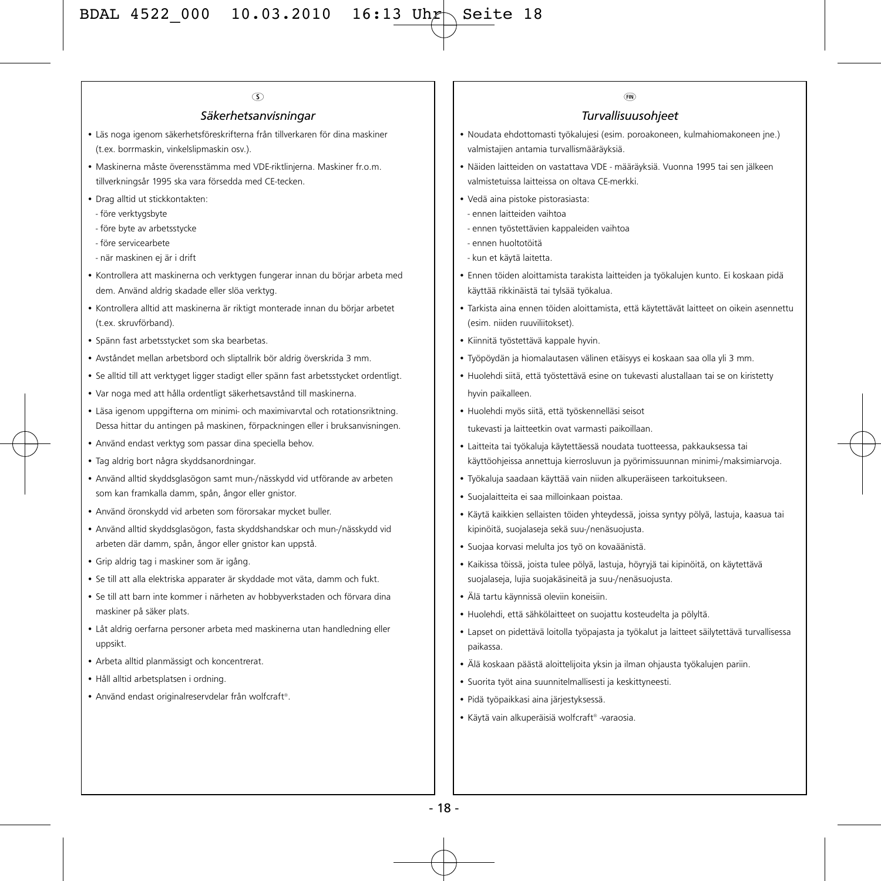S

## *Säkerhetsanvisningar*

- Läs noga igenom säkerhetsföreskrifterna från tillverkaren för dina maskiner (t.ex. borrmaskin, vinkelslipmaskin osv.).
- Maskinerna måste överensstämma med VDE-riktlinjerna. Maskiner fr.o.m. tillverkningsår 1995 ska vara försedda med CE-tecken.
- Drag alltid ut stickkontakten:
  - före verktygsbyte
  - före byte av arbetsstycke
  - före servicearbete
  - när maskinen ej är i drift
- Kontrollera att maskinerna och verktygen fungerar innan du börjar arbeta med dem. Använd aldrig skadade eller slöa verktyg.
- Kontrollera alltid att maskinerna är riktigt monterade innan du börjar arbetet (t.ex. skruvförband).
- Spänn fast arbetsstycket som ska bearbetas.
- Avståndet mellan arbetsbord och sliptallrik bör aldrig överskrida 3 mm.
- Se alltid till att verktyget ligger stadigt eller spänn fast arbetsstycket ordentligt.
- Var noga med att hålla ordentligt säkerhetsavstånd till maskinerna.
- Läsa igenom uppgifterna om minimi- och maximivarvtal och rotationsriktning. Dessa hittar du antingen på maskinen, förpackningen eller i bruksanvisningen.
- Använd endast verktyg som passar dina speciella behov.
- Tag aldrig bort några skyddsanordningar.
- Använd alltid skyddsglasögon samt mun-/nässkydd vid utförande av arbeten som kan framkalla damm, spån, ångor eller gnistor.
- Använd öronskydd vid arbeten som förorsakar mycket buller.
- Använd alltid skyddsglasögon, fasta skyddshandskar och mun-/nässkydd vid arbeten där damm, spån, ångor eller gnistor kan uppstå.
- Grip aldrig tag i maskiner som är igång.
- Se till att alla elektriska apparater är skyddade mot väta, damm och fukt.
- Se till att barn inte kommer i närheten av hobbyverkstaden och förvara dina maskiner på säker plats.
- Låt aldrig oerfarna personer arbeta med maskinerna utan handledning eller uppsikt.
- Arbeta alltid planmässigt och koncentrerat.
- Håll alltid arbetsplatsen i ordning.
- Använd endast originalreservdelar från wolfcraft®.

FIN

## *Turvallisuusohjeet*

- Noudata ehdottomasti työkalujesi (esim. poroakoneen, kulmahiomakoneen jne.) valmistajien antamia turvallismääräyksiä.
- Näiden laitteiden on vastattava VDE - määräyksiä. Vuonna 1995 tai sen jälkeen valmistetuissa laitteissa on oltava CE-merkki.
- Vedä aina pistoke pistorasiasta:
  - ennen laitteiden vaihtoa
  - ennen työstettävien kappaleiden vaihtoa
  - ennen huoltotöitä
  - kun et käytä laitetta.
- Ennen töiden aloittamista tarakista laitteiden ja työkalujen kunto. Ei koskaan pidä käyttää rikkinäistä tai tylsää työkalua.
- Tarkista aina ennen töiden aloittamista, että käytettävät laitteet on oikein asennettu (esim. niiden ruuviliitokset).
- Kiinnitä työstettävä kappale hyvin.
- Työpöydän ja hiomalautasen välinen etäisyys ei koskaan saa olla yli 3 mm.
- Huolehdi siitä, että työstettävä esine on tukevasti alustallaan tai se on kiristetty hyvin paikalleen.
- Huolehdi myös siitä, että työskennelläsi seisot tukevasti ja laitteetkin ovat varmasti paikoillaan.
- Laitteita tai työkaluja käytettäessä noudata tuotteessa, pakkauksessa tai käyttöohjeissa annettuja kierrosluvun ja pyörimissuunnan minimi-/maksimiarvoja.
- Työkaluja saadaan käyttää vain niiden alkuperäiseen tarkoitukseen.
- Suojalaitteita ei saa milloinkaan poistaa.
- Käytä kaikkien sellaisten töiden yhteydessä, joissa syntyy pölyä, lastuja, kaasua tai kipinöitä, suojalaseja sekä suu-/nenäsuojusta.
- Suojaa korvasi melulta jos työ on kovaäänistä.
- Kaikissa töissä, joista tulee pölyä, lastuja, höyryjä tai kipinöitä, on käytettävä suojalaseja, lujia suojakäsineitä ja suu-/nenäsuojusta.
- Älä tartu käynnissä oleviin koneisiin.
- Huolehdi, että sähkölaitteet on suojattu kosteudelta ja pölyltä.
- Lapset on pidettävä loitolla työpajasta ja työkalut ja laitteet säilytettävä turvallisessa paikassa.
- Älä koskaan päästä aloittelijoita yksin ja ilman ohjausta työkalujen pariin.
- Suorita työt aina suunnitelmallisesti ja keskittyneesti.
- Pidä työpaikkasi aina järjestyksessä.
- Käytä vain alkuperäisiä wolfcraft® -varaosia.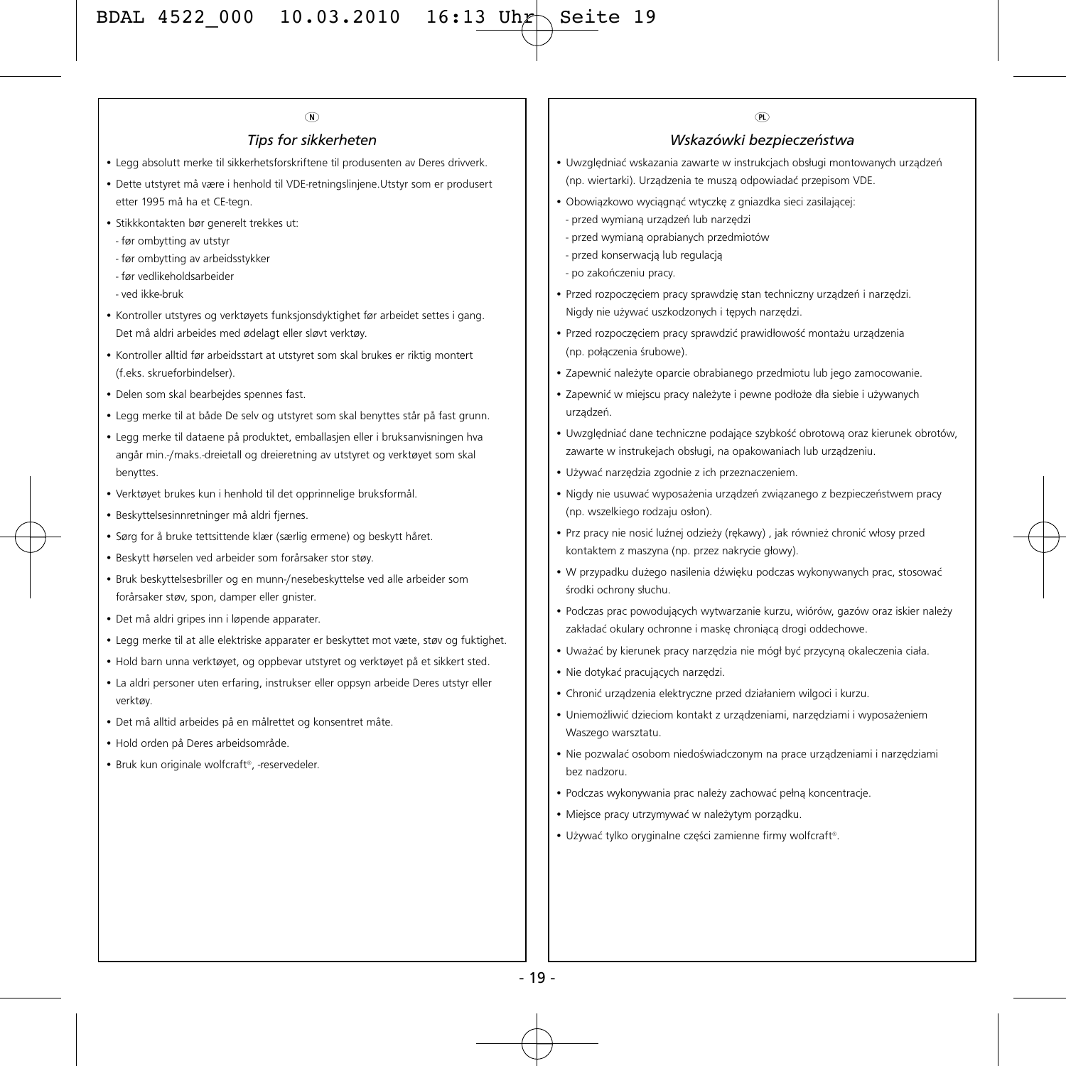N

## *Tips for sikkerheten*

- Legg absolutt merke til sikkerhetsforskriftene til produsenten av Deres drivverk.
- Dette utstyret må være i henhold til VDE-retningslinjene.Utstyr som er produsert etter 1995 må ha et CE-tegn.
- Stikkkontakten bør generelt trekkes ut:
  - før ombytting av utstyr
  - før ombytting av arbeidsstykker
  - før vedlikeholdsarbeider
  - ved ikke-bruk
- Kontroller utstyres og verktøyets funksjonsdyktighet før arbeidet settes i gang. Det må aldri arbeides med ødelagt eller sløvt verktøy.
- Kontroller alltid før arbeidsstart at utstyret som skal brukes er riktig montert (f.eks. skrueforbindelser).
- Delen som skal bearbejdes spennes fast.
- Legg merke til at både De selv og utstyret som skal benyttes står på fast grunn.
- Legg merke til dataene på produktet, emballasjen eller i bruksanvisningen hva angår min.-/maks.-dreietall og dreieretning av utstyret og verktøyet som skal benyttes.
- Verktøyet brukes kun i henhold til det opprinnelige bruksformål.
- Beskyttelsesinnretninger må aldri fjernes.
- Sørg for å bruke tettsittende klær (særlig ermene) og beskytt håret.
- Beskytt hørselen ved arbeider som forårsaker stor støy.
- Bruk beskyttelsesbriller og en munn-/nesebeskyttelse ved alle arbeider som forårsaker støv, spon, damper eller gnister.
- Det må aldri gripes inn i løpende apparater.
- Legg merke til at alle elektriske apparater er beskyttet mot væte, støv og fuktighet.
- Hold barn unna verktøyet, og oppbevar utstyret og verktøyet på et sikkert sted.
- La aldri personer uten erfaring, instrukser eller oppsyn arbeide Deres utstyr eller verktøy.
- Det må alltid arbeides på en målrettet og konsentret måte.
- Hold orden på Deres arbeidsområde.
- Bruk kun originale wolfcraft®, -reservedeler.

PL

## *Wskazówki bezpieczeństwa*

- Uwzględniać wskazania zawarte w instrukcjach obsługi montowanych urządzeń (np. wiertarki). Urządzenia te muszą odpowiadać przepisom VDE.
- Obowiązkowo wyciągnąć wtyczkę z gniazdka sieci zasilającej:
  - przed wymianą urządzeń lub narzędzi
  - przed wymianą oprabianych przedmiotów
  - przed konserwacją lub regulacją
  - po zakończeniu pracy.
- Przed rozpoczęciem pracy sprawdzię stan techniczny urządzeń i narzędzi. Nigdy nie używać uszkodzonych i tępych narzędzi.
- Przed rozpoczęciem pracy sprawdzić prawidłowość montażu urządzenia (np. połączenia śrubowe).
- Zapewnić należyte oparcie obrabianego przedmiotu lub jego zamocowanie.
- Zapewnić w miejscu pracy należyte i pewne podłoże dla siebie i używanych urządzeń.
- Uwzględniać dane techniczne podające szybkość obrotową oraz kierunek obrotów, zawarte w instrukejach obsługi, na opakowaniach lub urządzeniu.
- Używać narzędzia zgodnie z ich przeznaczeniem.
- Nigdy nie usuwać wyposażenia urządzeń związanego z bezpieczeństwem pracy (np. wszelkiego rodzaju osłon).
- Prz pracy nie nosić luźnej odzieży (rękawy) , jak również chronić włosy przed kontaktem z maszyna (np. przez nakrycie głowy).
- W przypadku dużego nasilenia dźwięku podczas wykonywanych prac, stosować środki ochrony słuchu.
- Podczas prac powodujących wytwarzanie kurzu, wiórów, gazów oraz iskier należy zakładać okulary ochronne i maskę chroniącą drogi oddechowe.
- Uważać by kierunek pracy narzędzia nie mógł być przyczyną okaleczenia ciała.
- Nie dotykać pracujących narzędzi.
- Chronić urządzenia elektryczne przed działaniem wilgoci i kurzu.
- Uniemożliwić dzieciom kontakt z urządzeniami, narzędziami i wyposażeniem Waszego warsztatu.
- Nie pozwalać osobom niedoświadczonym na prace urządzeniami i narzędziami bez nadzoru.
- Podczas wykonywania prac należy zachować pełną koncentracje.
- Miejsce pracy utrzymywać w należytym porządku.
- Używać tylko oryginalne części zamienne firmy wolfcraft®.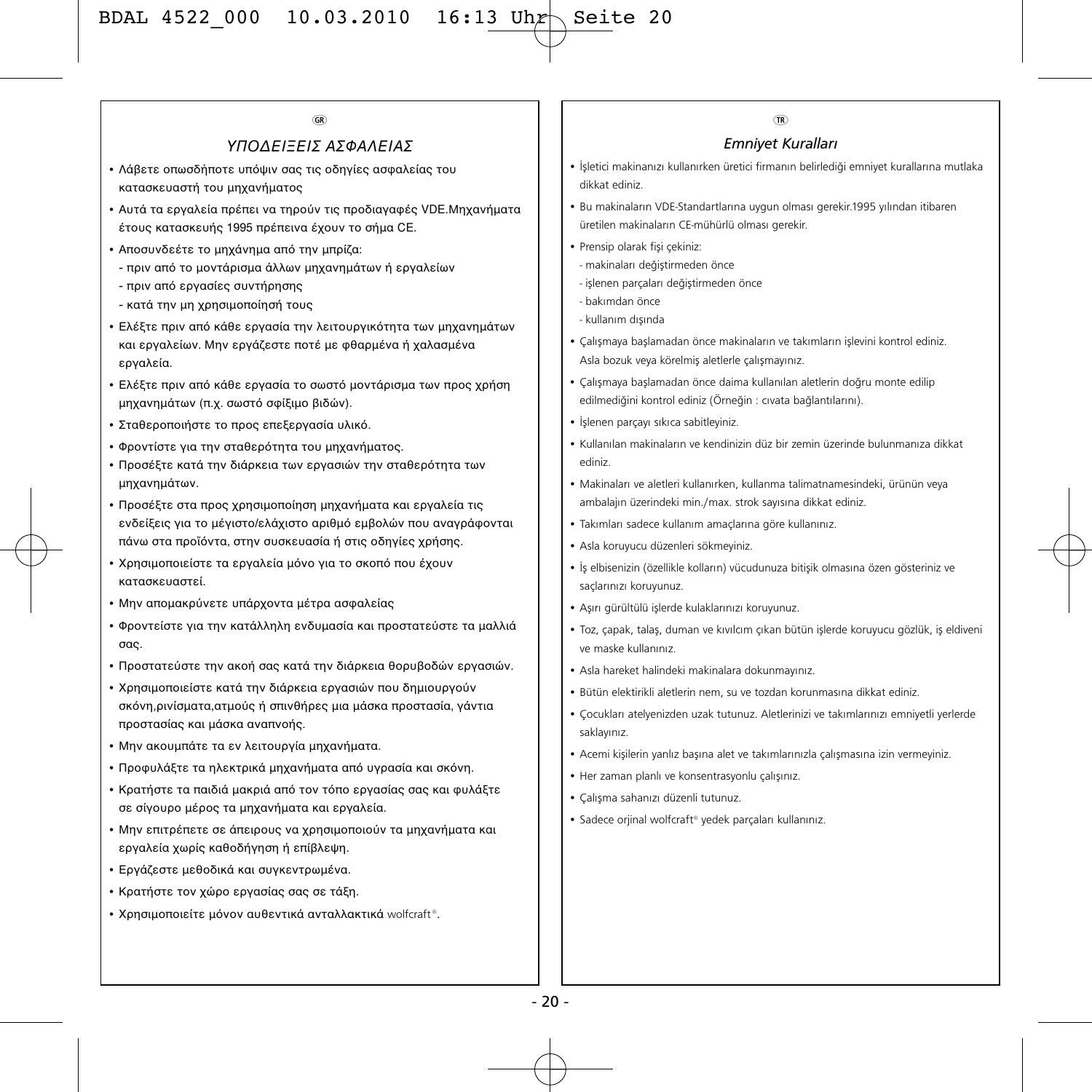GR

## ΥΠΟΔΕΙΞΕΙΣ ΑΣΦΑΛΕΙΑΣ

- Λάβετε οπωσδήποτε υπόψιν σας τις οδηγίες ασφαλείας του κατασκευαστή του μηχανήματος
- Αυτά τα εργαλεία πρέπει να τηρούν τις προδιαγαφές VDE.Μηχανήματα έτους κατασκευής 1995 πρέπεινα έχουν το σήμα CE.
- Αποσυνδεέτε το μηχάνημα από την μπρίζα:
  - πριν από το μοντάρισμα άλλων μηχανημάτων ή εργαλείων
  - πριν από εργασίες συντήρησης
  - κατά την μη χρησιμοποίησή τους
- Ελέξτε πριν από κάθε εργασία την λειτουργικότητα των μηχανημάτων και εργαλείων. Μην εργάζεστε ποτέ με φθαρμένα ή χαλασμένα εργαλεία.
- Ελέξτε πριν από κάθε εργασία το σωστό μοντάρισμα των προς χρήση μηχανημάτων (π.χ. σωστό σφίξιμο βιδών).
- Σταθεροποιήστε το προς επεξεργασία υλικό.
- Φροντίστε για την σταθερότητα του μηχανήματος.
- Προσέξτε κατά την διάρκεια των εργασιών την σταθερότητα των μηχανημάτων.
- Προσέξτε στα προς χρησιμοποίηση μηχανήματα και εργαλεία τις ενδείξεις για το μέγιστο/ελάχιστο αριθμό εμβολών που αναγράφονται πάνω στα προϊόντα, στην συσκευασία ή στις οδηγίες χρήσης.
- Χρησιμοποιείστε τα εργαλεία μόνο για το σκοπό που έχουν κατασκευαστεί.
- Μην απομακρύνετε υπάρχοντα μέτρα ασφαλείας
- Φροντείστε για την κατάλληλη ενδυμασία και προστατεύστε τα μαλλιά σας.
- Προστατεύστε την ακοή σας κατά την διάρκεια θορυβοδών εργασιών.
- Χρησιμοποιείστε κατά την διάρκεια εργασιών που δημιουργούν σκόνη,ρινίσματα,ατμούς ή σπινθήρες μια μάσκα προστασία, γάντια προστασίας και μάσκα αναπνοής.
- Μην ακουμπάτε τα εν λειτουργία μηχανήματα.
- Προφυλάξτε τα ηλεκτρικά μηχανήματα από υγρασία και σκόνη.
- Κρατήστε τα παιδιά μακριά από τον τόπο εργασίας σας και φυλάξτε σε σίγουρο μέρος τα μηχανήματα και εργαλεία.
- Μην επιτρέπετε σε άπειρους να χρησιμοποιούν τα μηχανήματα και εργαλεία χωρίς καθοδήγηση ή επίβλεψη.
- Εργάζεστε μεθοδικά και συγκεντρωμένα.
- Κρατήστε τον χώρο εργασίας σας σε τάξη.
- Χρησιμοποιείτε μόνον αυθεντικά ανταλλακτικά wolfcraft®.

TR

## Emniyet Kuralları

- İşletici makinanızı kullanırken üretici firmanın belirlediği emniyet kurallarına mutlaka dikkat ediniz.
- Bu makinaların VDE-Standartlarına uygun olması gerekir.1995 yılından itibaren üretilen makinaların CE-mühürlü olması gerekir.
- Prensip olarak fişi çekiniz:
  - makinaları değiştirmeden önce
  - işlenen parçaları değiştirmeden önce
  - bakımdan önce
  - kullanım dışında
- Çalışmaya başlamadan önce makinaların ve takımların işlevini kontrol ediniz. Asla bozuk veya körelmiş aletlerle çalışmayınız.
- Çalışmaya başlamadan önce daima kullanılan aletlerin doğru monte edilip edilmediğini kontrol ediniz (Örneğin : cıvata bağlantılarını).
- İşlenen parçayı sıkıca sabitleyiniz.
- Kullanılan makinaların ve kendinizin düz bir zemin üzerinde bulunmanıza dikkat ediniz.
- Makinaları ve aletleri kullanırken, kullanma talimatnamesindeki, ürünün veya ambalajın üzerindeki min./max. strok sayısına dikkat ediniz.
- Takımları sadece kullanım amaçlarına göre kullanınız.
- Asla koruyucu düzenleri sökmeyiniz.
- İş elbisenizin (özellikle kolların) vücudunuza bitişik olmasına özen gösteriniz ve saçlarınızı koruyunuz.
- Aşırı gürültülü işlerde kulaklarınızı koruyunuz.
- Toz, çapak, talaş, duman ve kıvılcım çıkan bütün işlerde koruyucu gözlük, iş eldiveni ve maske kullanınız.
- Asla hareket halindeki makinalara dokunmayınız.
- Bütün elektirikli aletlerin nem, su ve tozdan korunmasına dikkat ediniz.
- Çocukları atelyenizden uzak tutunuz. Aletlerinizi ve takımlarınızı emniyetli yerlerde saklayınız.
- Acemi kişilerin yanlız başına alet ve takımlarınızla çalışmasına izin vermeyiniz.
- Her zaman planlı ve konsentrasyonlu çalışınız.
- Çalışma sahanızı düzenli tutunuz.
- Sadece orjinal wolfcraft® yedek parçaları kullanınız.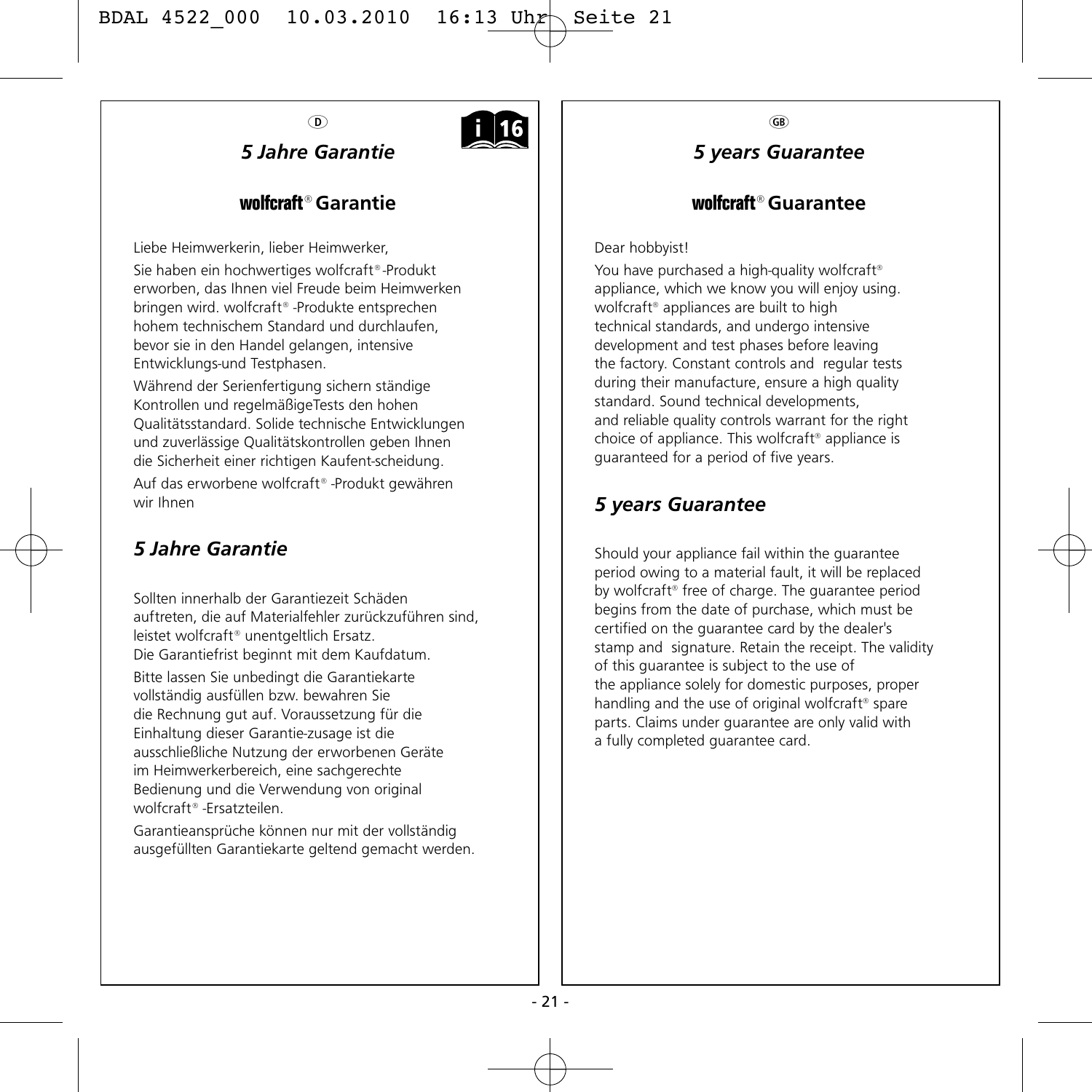D

## 5 Jahre Garantie

### wolfcraft® Garantie

Liebe Heimwerkerin, lieber Heimwerker,

Sie haben ein hochwertiges wolfcraft®-Produkt erworben, das Ihnen viel Freude beim Heimwerken bringen wird. wolfcraft® -Produkte entsprechen hohem technischem Standard und durchlaufen, bevor sie in den Handel gelangen, intensive Entwicklungs-und Testphasen.

Während der Serienfertigung sichern ständige Kontrollen und regelmäßigeTests den hohen Qualitätsstandard. Solide technische Entwicklungen und zuverlässige Qualitätskontrollen geben Ihnen die Sicherheit einer richtigen Kaufent-scheidung.

Auf das erworbene wolfcraft® -Produkt gewähren wir Ihnen

### *5 Jahre Garantie*

Sollten innerhalb der Garantiezeit Schäden auftreten, die auf Materialfehler zurückzuführen sind, leistet wolfcraft® unentgeltlich Ersatz.
Die Garantiefrist beginnt mit dem Kaufdatum.

Bitte lassen Sie unbedingt die Garantiekarte vollständig ausfüllen bzw. bewahren Sie die Rechnung gut auf. Voraussetzung für die Einhaltung dieser Garantie-zusage ist die ausschließliche Nutzung der erworbenen Geräte im Heimwerkerbereich, eine sachgerechte Bedienung und die Verwendung von original wolfcraft® -Ersatzteilen.

Garantieansprüche können nur mit der vollständig ausgefüllten Garantiekarte geltend gemacht werden.

GB

## 5 years Guarantee

### wolfcraft® Guarantee

Dear hobbyist!

You have purchased a high-quality wolfcraft® appliance, which we know you will enjoy using. wolfcraft® appliances are built to high technical standards, and undergo intensive development and test phases before leaving the factory. Constant controls and regular tests during their manufacture, ensure a high quality standard. Sound technical developments, and reliable quality controls warrant for the right choice of appliance. This wolfcraft® appliance is guaranteed for a period of five years.

### *5 years Guarantee*

Should your appliance fail within the guarantee period owing to a material fault, it will be replaced by wolfcraft® free of charge. The guarantee period begins from the date of purchase, which must be certified on the guarantee card by the dealer's stamp and signature. Retain the receipt. The validity of this guarantee is subject to the use of the appliance solely for domestic purposes, proper handling and the use of original wolfcraft® spare parts. Claims under guarantee are only valid with a fully completed guarantee card.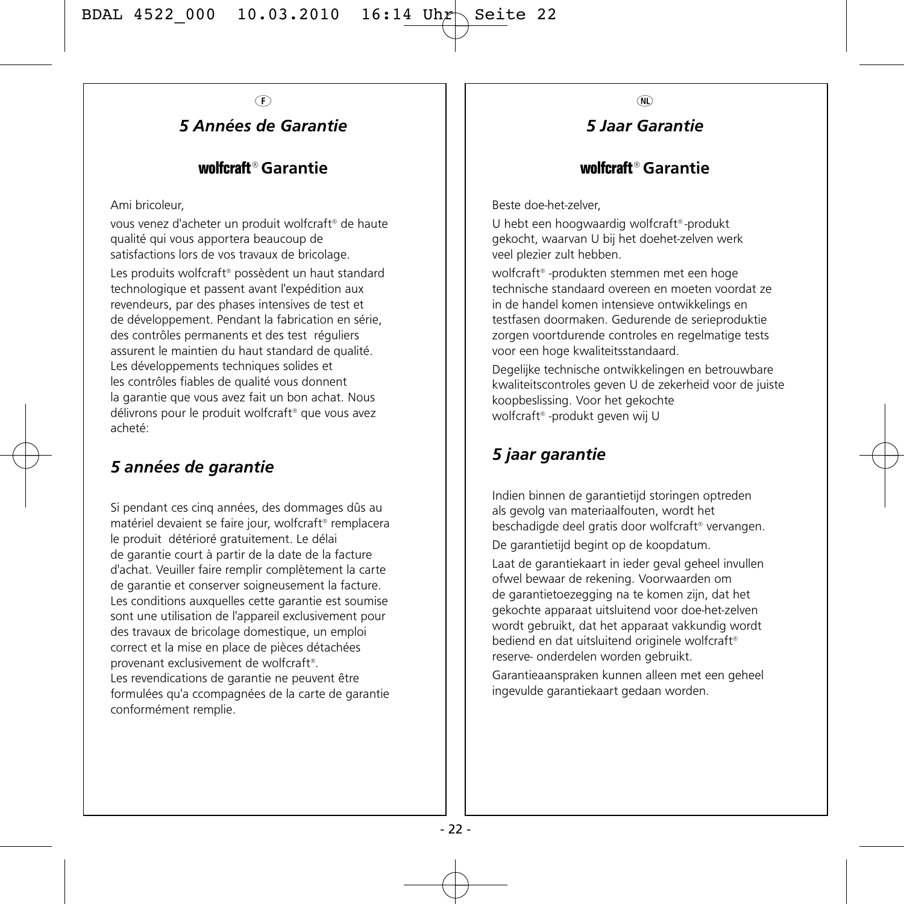F

## *5 Années de Garantie*

### wolfcraft® Garantie

Ami bricoleur,

vous venez d'acheter un produit wolfcraft® de haute qualité qui vous apportera beaucoup de satisfactions lors de vos travaux de bricolage.

Les produits wolfcraft® possèdent un haut standard technologique et passent avant l'expédition aux revendeurs, par des phases intensives de test et de développement. Pendant la fabrication en série, des contrôles permanents et des test réguliers assurent le maintien du haut standard de qualité. Les développements techniques solides et les contrôles fiables de qualité vous donnent la garantie que vous avez fait un bon achat. Nous délivrons pour le produit wolfcraft® que vous avez acheté:

## *5 années de garantie*

Si pendant ces cinq années, des dommages dûs au matériel devaient se faire jour, wolfcraft® remplacera le produit détérioré gratuitement. Le délai de garantie court à partir de la date de la facture d'achat. Veuiller faire remplir complètement la carte de garantie et conserver soigneusement la facture. Les conditions auxquelles cette garantie est soumise sont une utilisation de l'appareil exclusivement pour des travaux de bricolage domestique, un emploi correct et la mise en place de pièces détachées provenant exclusivement de wolfcraft®.
Les revendications de garantie ne peuvent être formulées qu'a ccompagnées de la carte de garantie conformément remplie.

NL

## *5 Jaar Garantie*

### wolfcraft® Garantie

Beste doe-het-zelver,

U hebt een hoogwaardig wolfcraft®-produkt gekocht, waarvan U bij het doehet-zelven werk veel plezier zult hebben.

wolfcraft® -produkten stemmen met een hoge technische standaard overeen en moeten voordat ze in de handel komen intensieve ontwikkelings en testfasen doormaken. Gedurende de serieproduktie zorgen voortdurende controles en regelmatige tests voor een hoge kwaliteitsstandaard.

Degelijke technische ontwikkelingen en betrouwbare kwaliteitscontroles geven U de zekerheid voor de juiste koopbeslissing. Voor het gekochte wolfcraft® -produkt geven wij U

## *5 jaar garantie*

Indien binnen de garantietijd storingen optreden als gevolg van materiaalfouten, wordt het beschadigde deel gratis door wolfcraft® vervangen.

De garantietijd begint op de koopdatum.

Laat de garantiekaart in ieder geval geheel invullen ofwel bewaar de rekening. Voorwaarden om de garantietoezegging na te komen zijn, dat het gekochte apparaat uitsluitend voor doe-het-zelven wordt gebruikt, dat het apparaat vakkundig wordt bediend en dat uitsluitend originele wolfcraft® reserve- onderdelen worden gebruikt.

Garantieaanspraken kunnen alleen met een geheel ingevulde garantiekaart gedaan worden.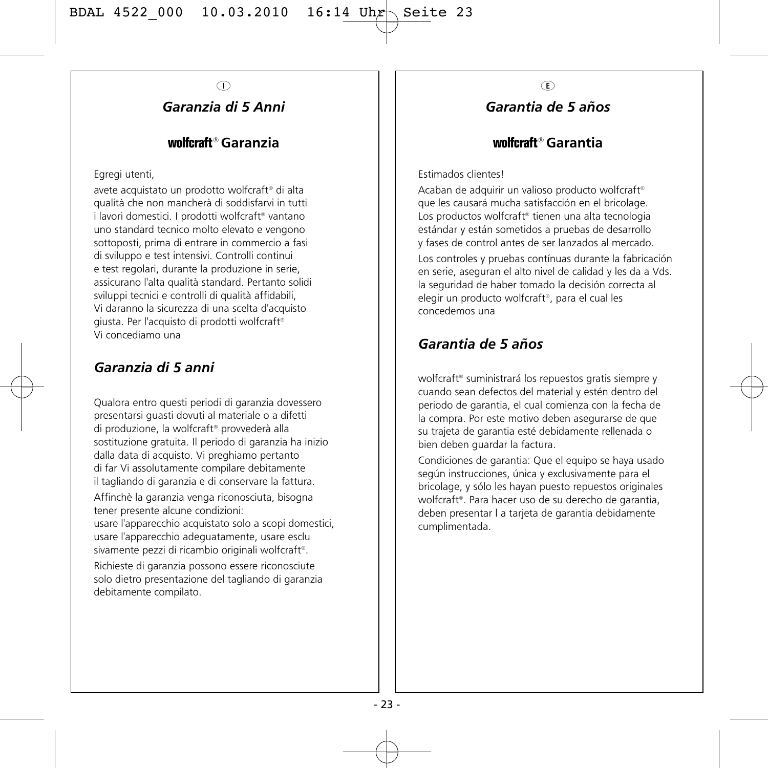I

## *Garanzia di 5 Anni*

### **wolfcraft® Garanzia**

Egregi utenti,

avete acquistato un prodotto wolfcraft® di alta qualità che non mancherà di soddisfarvi in tutti i lavori domestici. I prodotti wolfcraft® vantano uno standard tecnico molto elevato e vengono sottoposti, prima di entrare in commercio a fasi di sviluppo e test intensivi. Controlli continui e test regolari, durante la produzione in serie, assicurano l'alta qualità standard. Pertanto solidi sviluppi tecnici e controlli di qualità affidabili, Vi daranno la sicurezza di una scelta d'acquisto giusta. Per l'acquisto di prodotti wolfcraft® Vi concediamo una

## *Garanzia di 5 anni*

Qualora entro questi periodi di garanzia dovessero presentarsi guasti dovuti al materiale o a difetti di produzione, la wolfcraft® provvederà alla sostituzione gratuita. Il periodo di garanzia ha inizio dalla data di acquisto. Vi preghiamo pertanto di far Vi assolutamente compilare debitamente il tagliando di garanzia e di conservare la fattura.

Affinchè la garanzia venga riconosciuta, bisogna tener presente alcune condizioni:
usare l'apparecchio acquistato solo a scopi domestici, usare l'apparecchio adeguatamente, usare esclu sivamente pezzi di ricambio originali wolfcraft®.

Richieste di garanzia possono essere riconosciute solo dietro presentazione del tagliando di garanzia debitamente compilato.

E

## *Garantia de 5 años*

### **wolfcraft® Garantia**

Estimados clientes!

Acaban de adquirir un valioso producto wolfcraft® que les causará mucha satisfacción en el bricolage. Los productos wolfcraft® tienen una alta tecnologia estándar y están sometidos a pruebas de desarrollo y fases de control antes de ser lanzados al mercado.

Los controles y pruebas contínuas durante la fabricación en serie, aseguran el alto nivel de calidad y les da a Vds. la seguridad de haber tomado la decisión correcta al elegir un producto wolfcraft®, para el cual les concedemos una

## *Garantia de 5 años*

wolfcraft® suministrará los repuestos gratis siempre y cuando sean defectos del material y estén dentro del periodo de garantia, el cual comienza con la fecha de la compra. Por este motivo deben asegurarse de que su trajeta de garantia esté debidamente rellenada o bien deben guardar la factura.

Condiciones de garantia: Que el equipo se haya usado según instrucciones, única y exclusivamente para el bricolage, y sólo les hayan puesto repuestos originales wolfcraft®. Para hacer uso de su derecho de garantia, deben presentar l a tarjeta de garantia debidamente cumplimentada.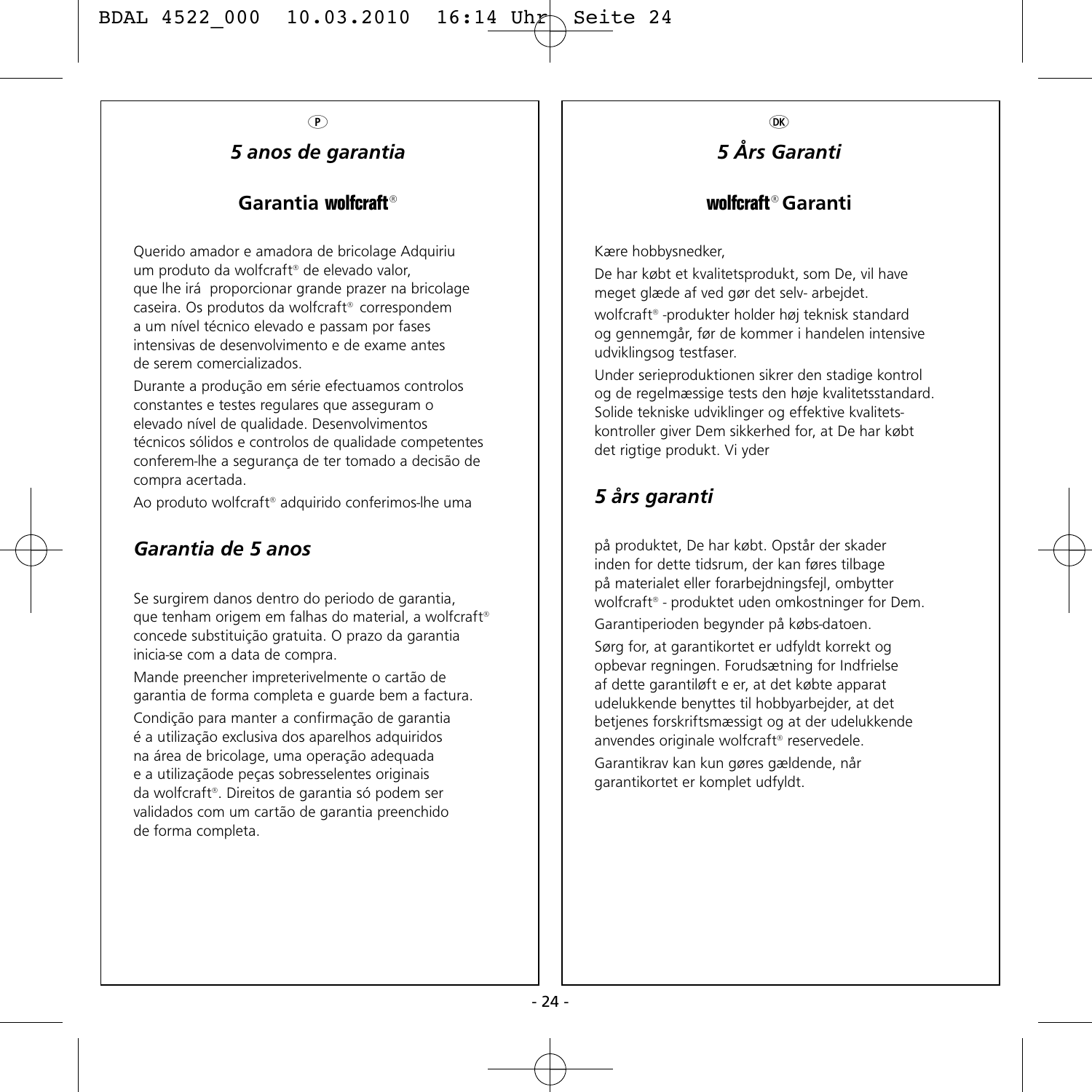(P)

## *5 anos de garantia*

### Garantia wolfcraft®

Querido amador e amadora de bricolage Adquiriu um produto da wolfcraft® de elevado valor, que lhe irá proporcionar grande prazer na bricolage caseira. Os produtos da wolfcraft® correspondem a um nível técnico elevado e passam por fases intensivas de desenvolvimento e de exame antes de serem comercializados.

Durante a produção em série efectuamos controlos constantes e testes regulares que asseguram o elevado nível de qualidade. Desenvolvimentos técnicos sólidos e controlos de qualidade competentes conferem-lhe a segurança de ter tomado a decisão de compra acertada.

Ao produto wolfcraft® adquirido conferimos-lhe uma

## *Garantia de 5 anos*

Se surgirem danos dentro do periodo de garantia, que tenham origem em falhas do material, a wolfcraft® concede substituição gratuita. O prazo da garantia inicia-se com a data de compra.

Mande preencher impreterivelmente o cartão de garantia de forma completa e guarde bem a factura.

Condição para manter a confirmação de garantia é a utilização exclusiva dos aparelhos adquiridos na área de bricolage, uma operação adequada e a utilizaçãode peças sobresselentes originais da wolfcraft®. Direitos de garantia só podem ser validados com um cartão de garantia preenchido de forma completa.

(DK)

## *5 Års Garanti*

### wolfcraft® Garanti

Kære hobbysnedker,

De har købt et kvalitetsprodukt, som De, vil have meget glæde af ved gør det selv- arbejdet.

wolfcraft® -produkter holder høj teknisk standard og gennemgår, før de kommer i handelen intensive udviklingsog testfaser.

Under serieproduktionen sikrer den stadige kontrol og de regelmæssige tests den høje kvalitetsstandard. Solide tekniske udviklinger og effektive kvalitets-kontroller giver Dem sikkerhed for, at De har købt det rigtige produkt. Vi yder

## *5 års garanti*

på produktet, De har købt. Opstår der skader inden for dette tidsrum, der kan føres tilbage på materialet eller forarbejdningsfejl, ombytter wolfcraft® - produktet uden omkostninger for Dem.

Garantiperioden begynder på købs-datoen.

Sørg for, at garantikortet er udfyldt korrekt og opbevar regningen. Forudsætning for Indfrielse af dette garantiløft e er, at det købte apparat udelukkende benyttes til hobbyarbejder, at det betjenes forskriftsmæssigt og at der udelukkende anvendes originale wolfcraft® reservedele.

Garantikrav kan kun gøres gældende, når garantikortet er komplet udfyldt.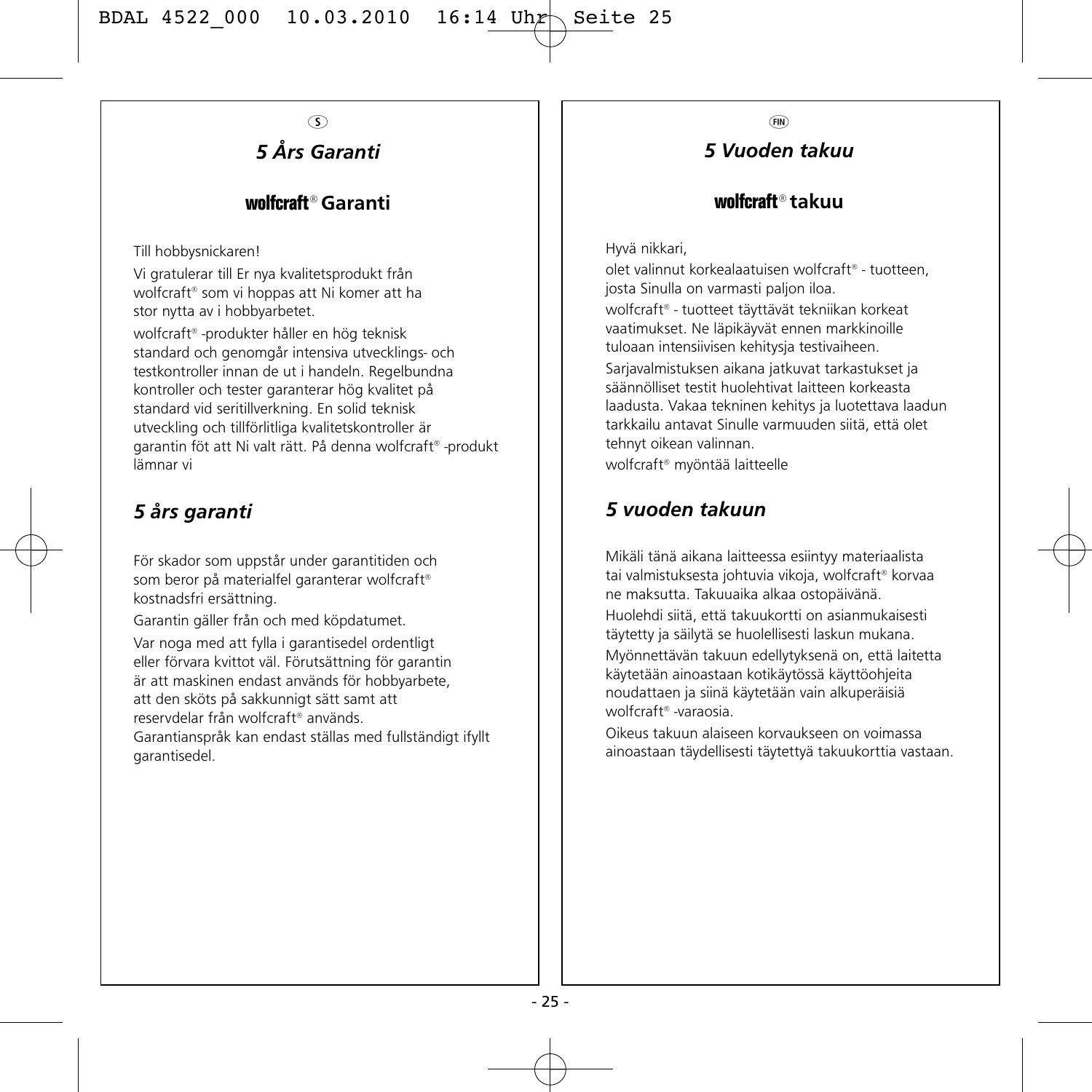(S)

# *5 Års Garanti*

## wolfcraft® Garanti

Till hobbysnickaren!

Vi gratulerar till Er nya kvalitetsprodukt från wolfcraft® som vi hoppas att Ni komer att ha stor nytta av i hobbyarbetet.

wolfcraft® -produkter håller en hög teknisk standard och genomgår intensiva utvecklings- och testkontroller innan de ut i handeln. Regelbundna kontroller och tester garanterar hög kvalitet på standard vid seritillverkning. En solid teknisk utveckling och tillförlitliga kvalitetskontroller är garantin föt att Ni valt rätt. På denna wolfcraft® -produkt lämnar vi

## *5 års garanti*

För skador som uppstår under garantitiden och som beror på materialfel garanterar wolfcraft® kostnadsfri ersättning.

Garantin gäller från och med köpdatumet.

Var noga med att fylla i garantisedel ordentligt eller förvara kvittot väl. Förutsättning för garantin är att maskinen endast används för hobbyarbete, att den sköts på sakkunnigt sätt samt att reservdelar från wolfcraft® används.
Garantianspråk kan endast ställas med fullständigt ifyllt garantisedel.

(FIN)

# *5 Vuoden takuu*

## wolfcraft® takuu

Hyvä nikkari,

olet valinnut korkealaatuisen wolfcraft® - tuotteen, josta Sinulla on varmasti paljon iloa.

wolfcraft® - tuotteet täyttävät tekniikan korkeat vaatimukset. Ne läpikäyvät ennen markkinoille tuloaan intensiivisen kehitysja testivaiheen.

Sarjavalmistuksen aikana jatkuvat tarkastukset ja säännölliset testit huolehtivat laitteen korkeasta laadusta. Vakaa tekninen kehitys ja luotettava laadun tarkkailu antavat Sinulle varmuuden siitä, että olet tehnyt oikean valinnan.

wolfcraft® myöntää laitteelle

## *5 vuoden takuun*

Mikäli tänä aikana laitteessa esiintyy materiaalista tai valmistuksesta johtuvia vikoja, wolfcraft® korvaa ne maksutta. Takuuaika alkaa ostopäivänä.

Huolehdi siitä, että takuukortti on asianmukaisesti täytetty ja säilytä se huolellisesti laskun mukana.

Myönnettävän takuun edellytyksenä on, että laitetta käytetään ainoastaan kotikäytössä käyttöohjeita noudattaen ja siinä käytetään vain alkuperäisiä wolfcraft® -varaosia.

Oikeus takuun alaiseen korvaukseen on voimassa ainoastaan täydellisesti täytettyä takuukorttia vastaan.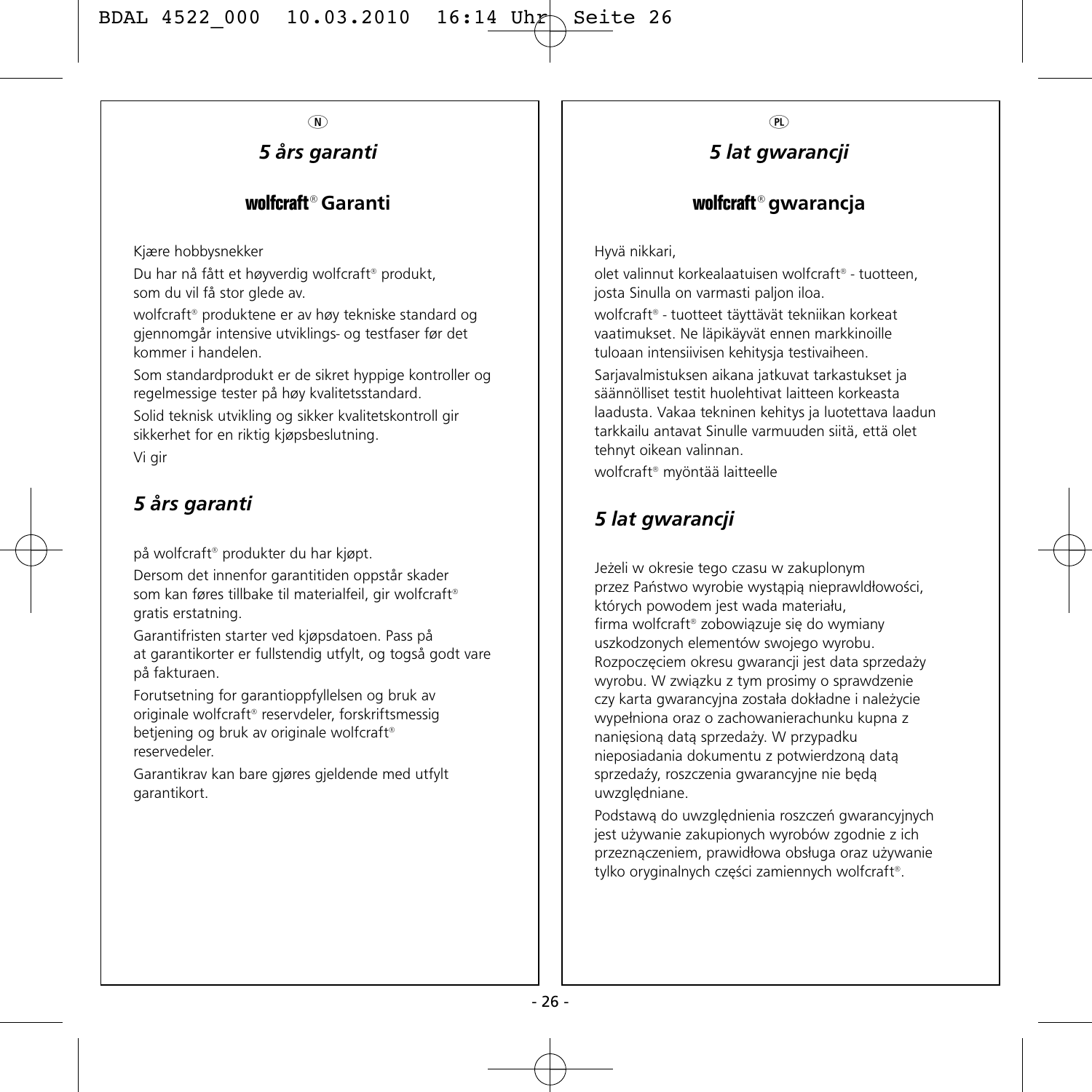N

# *5 års garanti*

## wolfcraft® Garanti

Kjære hobbysnekker

Du har nå fått et høyverdig wolfcraft® produkt, som du vil få stor glede av.

wolfcraft® produktene er av høy tekniske standard og gjennomgår intensive utviklings- og testfaser før det kommer i handelen.

Som standardprodukt er de sikret hyppige kontroller og regelmessige tester på høy kvalitetsstandard.

Solid teknisk utvikling og sikker kvalitetskontroll gir sikkerhet for en riktig kjøpsbeslutning.

Vi gir

## *5 års garanti*

på wolfcraft® produkter du har kjøpt.

Dersom det innenfor garantitiden oppstår skader som kan føres tillbake til materialfeil, gir wolfcraft® gratis erstatning.

Garantifristen starter ved kjøpsdatoen. Pass på at garantikorter er fullstendig utfylt, og togså godt vare på fakturaen.

Forutsetning for garantioppfyllelsen og bruk av originale wolfcraft® reservdeler, forskriftsmessig betjening og bruk av originale wolfcraft® reservedeler.

Garantikrav kan bare gjøres gjeldende med utfylt garantikort.

PL

# *5 lat gwarancji*

## wolfcraft® gwarancja

Hyvä nikkari,

olet valinnut korkealaatuisen wolfcraft® - tuotteen, josta Sinulla on varmasti paljon iloa.

wolfcraft® - tuotteet täyttävät tekniikan korkeat vaatimukset. Ne läpikäyvät ennen markkinoille tuloaan intensiivisen kehitysja testivaiheen.

Sarjavalmistuksen aikana jatkuvat tarkastukset ja säännölliset testit huolehtivat laitteen korkeasta laadusta. Vakaa tekninen kehitys ja luotettava laadun tarkkailu antavat Sinulle varmuuden siitä, että olet tehnyt oikean valinnan.

wolfcraft® myöntää laitteelle

## *5 lat gwarancji*

Jeżeli w okresie tego czasu w zakuplonym przez Państwo wyrobie wystąpią nieprawldłowości, których powodem jest wada materiału, firma wolfcraft® zobowiązuje się do wymiany uszkodzonych elementów swojego wyrobu. Rozpoczęciem okresu gwarancji jest data sprzedaży wyrobu. W związku z tym prosimy o sprawdzenie czy karta gwarancyjna została dokładne i należycie wypełniona oraz o zachowanierachunku kupna z nanięsioną datą sprzedaży. W przypadku nieposiadania dokumentu z potwierdzoną datą sprzedaźy, roszczenia gwarancyjne nie będą uwzględniane.

Podstawą do uwzględnienia roszczeń gwarancyjnych jest używanie zakupionych wyrobów zgodnie z ich przeznączeniem, prawidłowa obsługa oraz używanie tylko oryginalnych części zamiennych wolfcraft®.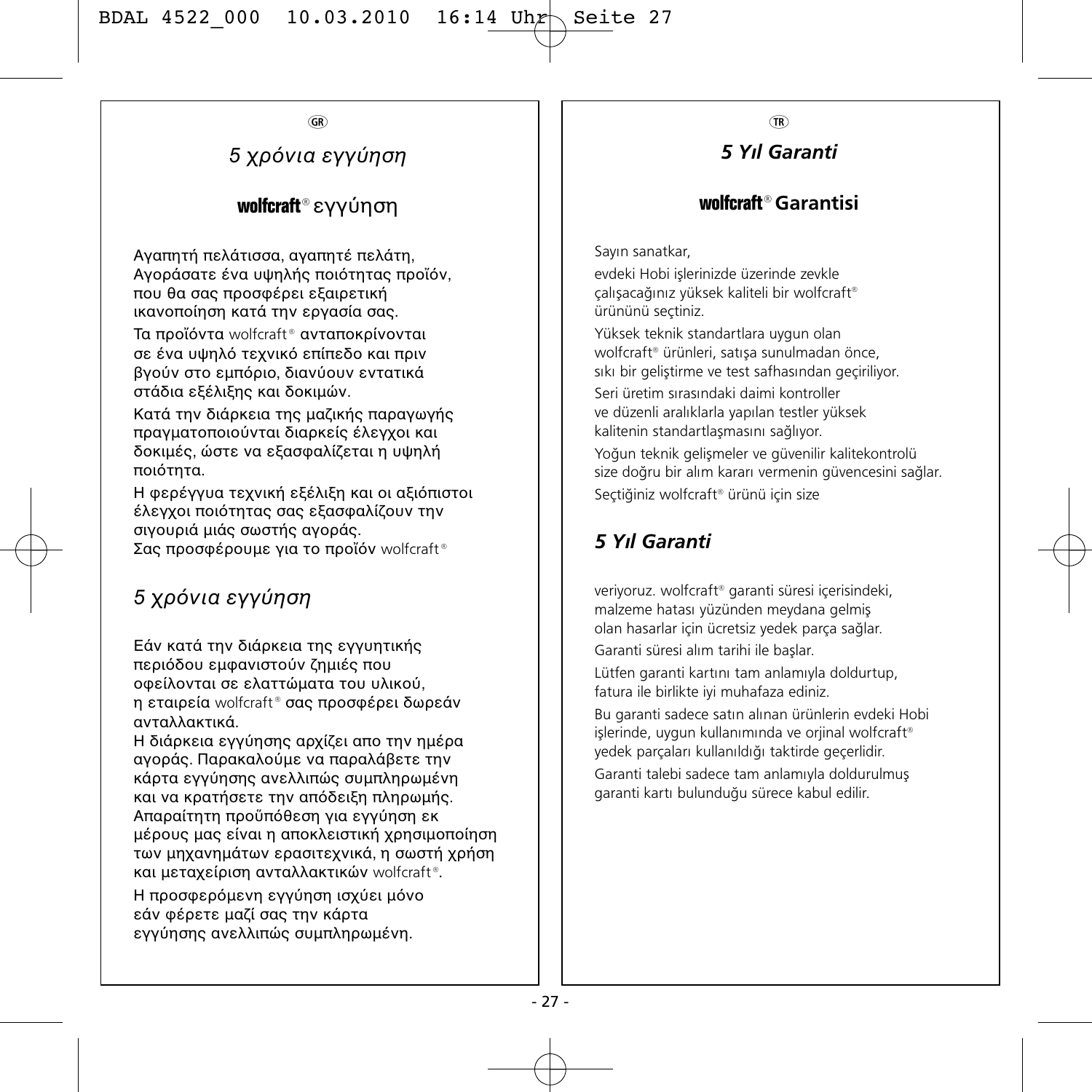GR

# *5 χρόνια εγγύηση*

## **wolfcraft**® εγγύηση

Αγαπητή πελάτισσα, αγαπητέ πελάτη,
Αγοράσατε ένα υψηλής ποιότητας προϊόν, που θα σας προσφέρει εξαιρετική ικανοποίηση κατά την εργασία σας.

Τα προϊόντα wolfcraft® ανταποκρίνονται σε ένα υψηλό τεχνικό επίπεδο και πριν βγούν στο εμπόριο, διανύουν εντατικά στάδια εξέλιξης και δοκιμών.

Κατά την διάρκεια της μαζικής παραγωγής πραγματοποιούνται διαρκείς έλεγχοι και δοκιμές, ώστε να εξασφαλίζεται η υψηλή ποιότητα.

Η φερέγγυα τεχνική εξέλιξη και οι αξιόπιστοι έλεγχοι ποιότητας σας εξασφαλίζουν την σιγουριά μιάς σωστής αγοράς.
Σας προσφέρουμε για το προϊόν wolfcraft®

## *5 χρόνια εγγύηση*

Εάν κατά την διάρκεια της εγγυητικής περιόδου εμφανιστούν ζημιές που οφείλονται σε ελαττώματα του υλικού, η εταιρεία wolfcraft® σας προσφέρει δωρεάν ανταλλακτικά.
Η διάρκεια εγγύησης αρχίζει απο την ημέρα αγοράς. Παρακαλούμε να παραλάβετε την κάρτα εγγύησης ανελλιπώς συμπληρωμένη και να κρατήσετε την απόδειξη πληρωμής.
Απαραίτητη προϋπόθεση για εγγύηση εκ μέρους μας είναι η αποκλειστική χρησιμοποίηση των μηχανημάτων ερασιτεχνικά, η σωστή χρήση και μεταχείριση ανταλλακτικών wolfcraft®.

Η προσφερόμενη εγγύηση ισχύει μόνο εάν φέρετε μαζί σας την κάρτα εγγύησης ανελλιπώς συμπληρωμένη.

TR

# ***5 Yıl Garanti***

## **wolfcraft® Garantisi**

Sayın sanatkar,

evdeki Hobi işlerinizde üzerinde zevkle çalışacağınız yüksek kaliteli bir wolfcraft® ürününü seçtiniz.

Yüksek teknik standartlara uygun olan wolfcraft® ürünleri, satışa sunulmadan önce, sıkı bir geliştirme ve test safhasından geçiriliyor.

Seri üretim sırasındaki daimi kontroller ve düzenli aralıklarla yapılan testler yüksek kalitenin standartlaşmasını sağlıyor.

Yoğun teknik gelişmeler ve güvenilir kalitekontrolü size doğru bir alım kararı vermenin güvencesini sağlar.

Seçtiğiniz wolfcraft® ürünü için size

## ***5 Yıl Garanti***

veriyoruz. wolfcraft® garanti süresi içerisindeki, malzeme hatası yüzünden meydana gelmiş olan hasarlar için ücretsiz yedek parça sağlar.

Garanti süresi alım tarihi ile başlar.

Lütfen garanti kartını tam anlamıyla doldurtup, fatura ile birlikte iyi muhafaza ediniz.

Bu garanti sadece satın alınan ürünlerin evdeki Hobi işlerinde, uygun kullanımında ve orjinal wolfcraft® yedek parçaları kullanıldığı taktirde geçerlidir.

Garanti talebi sadece tam anlamıyla doldurulmuş garanti kartı bulunduğu sürece kabul edilir.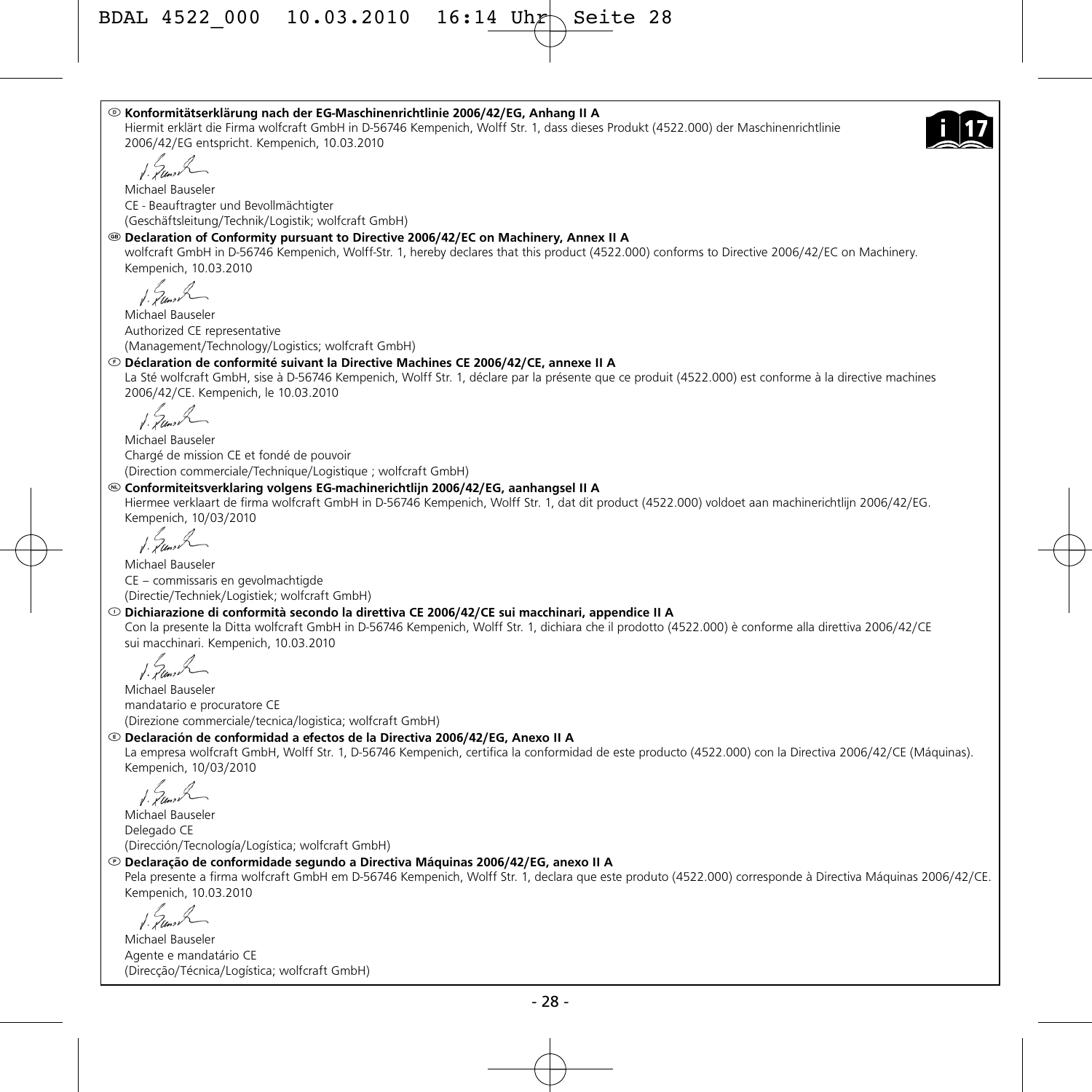**Ⓓ Konformitätserklärung nach der EG-Maschinenrichtlinie 2006/42/EG, Anhang II A**

Hiermit erklärt die Firma wolfcraft GmbH in D-56746 Kempenich, Wolff Str. 1, dass dieses Produkt (4522.000) der Maschinenrichtlinie 2006/42/EG entspricht. Kempenich, 10.03.2010

Michael Bauseler
CE - Beauftragter und Bevollmächtigter
(Geschäftsleitung/Technik/Logistik; wolfcraft GmbH)

**Ⓖ Declaration of Conformity pursuant to Directive 2006/42/EC on Machinery, Annex II A**

wolfcraft GmbH in D-56746 Kempenich, Wolff-Str. 1, hereby declares that this product (4522.000) conforms to Directive 2006/42/EC on Machinery. Kempenich, 10.03.2010

Michael Bauseler
Authorized CE representative
(Management/Technology/Logistics; wolfcraft GmbH)

**Ⓕ Déclaration de conformité suivant la Directive Machines CE 2006/42/CE, annexe II A**

La Sté wolfcraft GmbH, sise à D-56746 Kempenich, Wolff Str. 1, déclare par la présente que ce produit (4522.000) est conforme à la directive machines 2006/42/CE. Kempenich, le 10.03.2010

Michael Bauseler
Chargé de mission CE et fondé de pouvoir
(Direction commerciale/Technique/Logistique ; wolfcraft GmbH)

**Ⓝ Conformiteitsverklaring volgens EG-machinerichtlijn 2006/42/EG, aanhangsel II A**

Hiermee verklaart de firma wolfcraft GmbH in D-56746 Kempenich, Wolff Str. 1, dat dit product (4522.000) voldoet aan machinerichtlijn 2006/42/EG. Kempenich, 10/03/2010

Michael Bauseler
CE – commissaris en gevolmachtigde
(Directie/Techniek/Logistiek; wolfcraft GmbH)

**Ⓘ Dichiarazione di conformità secondo la direttiva CE 2006/42/CE sui macchinari, appendice II A**

Con la presente la Ditta wolfcraft GmbH in D-56746 Kempenich, Wolff Str. 1, dichiara che il prodotto (4522.000) è conforme alla direttiva 2006/42/CE sui macchinari. Kempenich, 10.03.2010

Michael Bauseler
mandatario e procuratore CE
(Direzione commerciale/tecnica/logistica; wolfcraft GmbH)

**Ⓔ Declaración de conformidad a efectos de la Directiva 2006/42/EG, Anexo II A**

La empresa wolfcraft GmbH, Wolff Str. 1, D-56746 Kempenich, certifica la conformidad de este producto (4522.000) con la Directiva 2006/42/CE (Máquinas). Kempenich, 10/03/2010

Michael Bauseler
Delegado CE
(Dirección/Tecnología/Logística; wolfcraft GmbH)

**Ⓟ Declaração de conformidade segundo a Directiva Máquinas 2006/42/EG, anexo II A**

Pela presente a firma wolfcraft GmbH em D-56746 Kempenich, Wolff Str. 1, declara que este produto (4522.000) corresponde à Directiva Máquinas 2006/42/CE. Kempenich, 10.03.2010

Michael Bauseler
Agente e mandatário CE
(Direcção/Técnica/Logística; wolfcraft GmbH)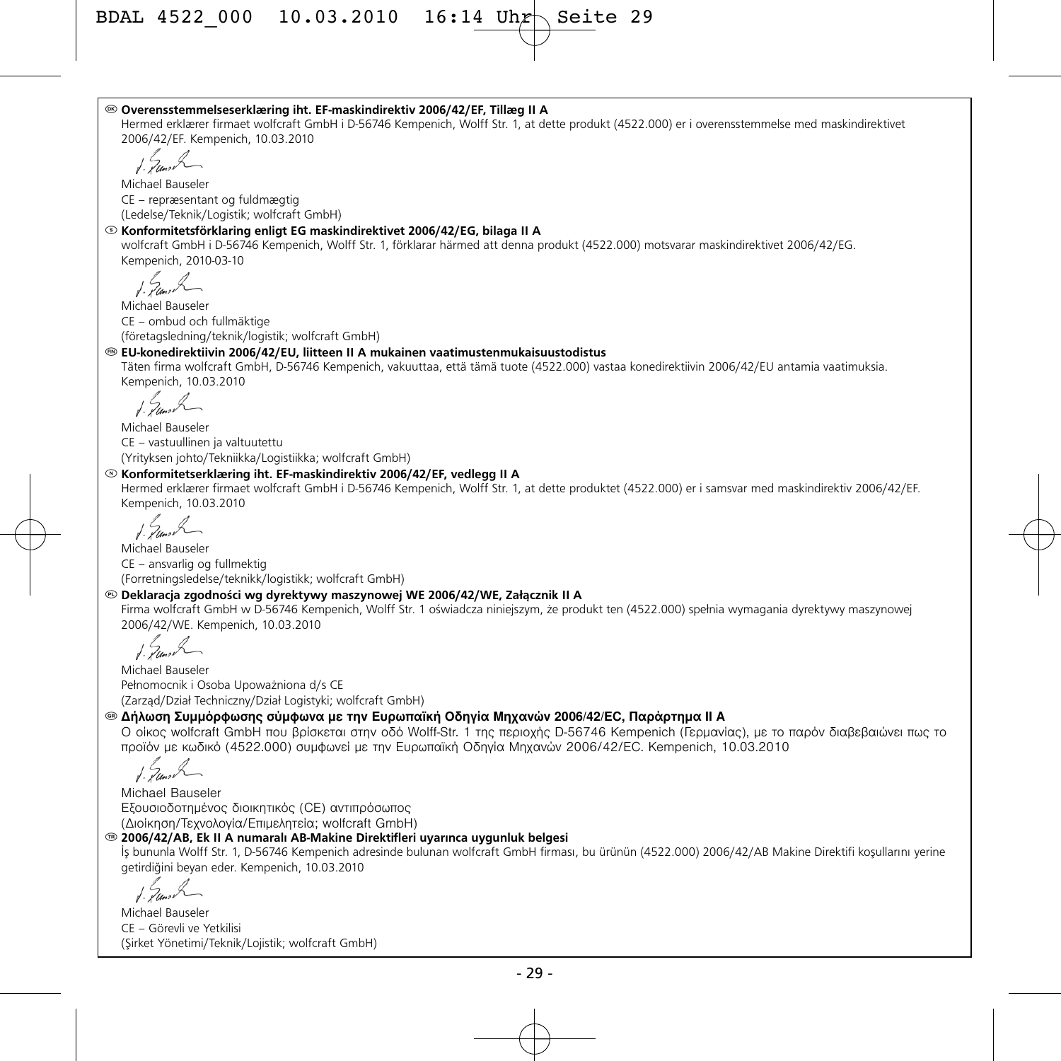**DK Overensstemmelseserklæring iht. EF-maskindirektiv 2006/42/EF, Tillæg II A**

Hermed erklærer firmaet wolfcraft GmbH i D-56746 Kempenich, Wolff Str. 1, at dette produkt (4522.000) er i overensstemmelse med maskindirektivet 2006/42/EF. Kempenich, 10.03.2010

Michael Bauseler
CE – repræsentant og fuldmægtig
(Ledelse/Teknik/Logistik; wolfcraft GmbH)

**S Konformitetsförklaring enligt EG maskindirektivet 2006/42/EG, bilaga II A**

wolfcraft GmbH i D-56746 Kempenich, Wolff Str. 1, förklarar härmed att denna produkt (4522.000) motsvarar maskindirektivet 2006/42/EG. Kempenich, 2010-03-10

Michael Bauseler
CE – ombud och fullmäktige
(företagsledning/teknik/logistik; wolfcraft GmbH)

**FIN EU-konedirektiivin 2006/42/EU, liitteen II A mukainen vaatimustenmukaisuustodistus**

Täten firma wolfcraft GmbH, D-56746 Kempenich, vakuuttaa, että tämä tuote (4522.000) vastaa konedirektiivin 2006/42/EU antamia vaatimuksia. Kempenich, 10.03.2010

Michael Bauseler
CE – vastuullinen ja valtuutettu
(Yrityksen johto/Tekniikka/Logistiikka; wolfcraft GmbH)

**N Konformitetserklæring iht. EF-maskindirektiv 2006/42/EF, vedlegg II A**

Hermed erklærer firmaet wolfcraft GmbH i D-56746 Kempenich, Wolff Str. 1, at dette produktet (4522.000) er i samsvar med maskindirektiv 2006/42/EF. Kempenich, 10.03.2010

Michael Bauseler
CE – ansvarlig og fullmektig
(Forretningsledelse/teknikk/logistikk; wolfcraft GmbH)

**PL Deklaracja zgodności wg dyrektywy maszynowej WE 2006/42/WE, Załącznik II A**

Firma wolfcraft GmbH w D-56746 Kempenich, Wolff Str. 1 oświadcza niniejszym, że produkt ten (4522.000) spełnia wymagania dyrektywy maszynowej 2006/42/WE. Kempenich, 10.03.2010

Michael Bauseler
Pełnomocnik i Osoba Upoważniona d/s CE
(Zarząd/Dział Techniczny/Dział Logistyki; wolfcraft GmbH)

**GR Δήλωση Συμμόρφωσης σύμφωνα με την Ευρωπαϊκή Οδηγία Μηχανών 2006/42/EC, Παράρτημα II A**

Ο οίκος wolfcraft GmbH που βρίσκεται στην οδό Wolff-Str. 1 της περιοχής D-56746 Kempenich (Γερμανίας), με το παρόν διαβεβαιώνει πως το προϊόν με κωδικό (4522.000) συμφωνεί με την Ευρωπαϊκή Οδηγία Μηχανών 2006/42/EC. Kempenich, 10.03.2010

Michael Bauseler
Εξουσιοδοτημένος διοικητικός (CE) αντιπρόσωπος
(Διοίκηση/Τεχνολογία/Επιμελητεία; wolfcraft GmbH)

**TR 2006/42/AB, Ek II A numaralı AB-Makine Direktifleri uyarınca uygunluk belgesi**

İş bununla Wolff Str. 1, D-56746 Kempenich adresinde bulunan wolfcraft GmbH firması, bu ürünün (4522.000) 2006/42/AB Makine Direktifi koşullarını yerine getirdiğini beyan eder. Kempenich, 10.03.2010

Michael Bauseler
CE – Görevli ve Yetkilisi
(Şirket Yönetimi/Teknik/Lojistik; wolfcraft GmbH)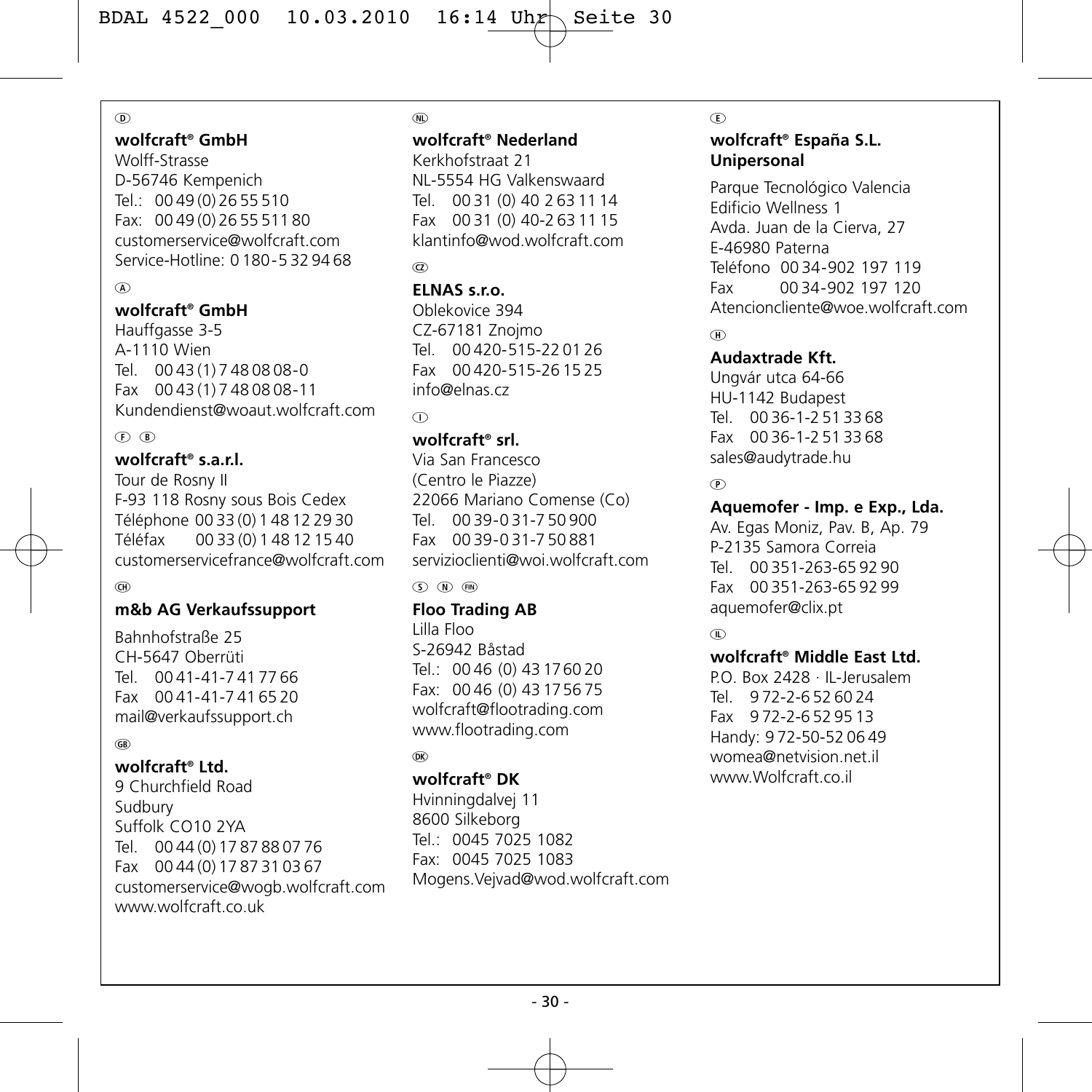(D)

**wolfcraft® GmbH**
Wolff-Strasse
D-56746 Kempenich
Tel.: 00 49 (0) 26 55 510
Fax: 00 49 (0) 26 55 511 80
customerservice@wolfcraft.com
Service-Hotline: 0 180 - 5 32 94 68

(A)

**wolfcraft® GmbH**
Hauffgasse 3-5
A-1110 Wien
Tel. 00 43 (1) 7 48 08 08-0
Fax 00 43 (1) 7 48 08 08-11
Kundendienst@woaut.wolfcraft.com

(F) (B)

**wolfcraft® s.a.r.l.**
Tour de Rosny II
F-93 118 Rosny sous Bois Cedex
Téléphone 00 33 (0) 1 48 12 29 30
Téléfax 00 33 (0) 1 48 12 15 40
customerservicefrance@wolfcraft.com

(CH)

**m&b AG Verkaufssupport**

Bahnhofstraße 25
CH-5647 Oberrüti
Tel. 00 41-41-7 41 77 66
Fax 00 41-41-7 41 65 20
mail@verkaufssupport.ch

(GB)

**wolfcraft® Ltd.**
9 Churchfield Road
Sudbury
Suffolk CO10 2YA
Tel. 00 44 (0) 17 87 88 07 76
Fax 00 44 (0) 17 87 31 03 67
customerservice@wogb.wolfcraft.com
www.wolfcraft.co.uk

(NL)

**wolfcraft® Nederland**
Kerkhofstraat 21
NL-5554 HG Valkenswaard
Tel. 00 31 (0) 40 2 63 11 14
Fax 00 31 (0) 40-2 63 11 15
klantinfo@wod.wolfcraft.com

(CZ)

**ELNAS s.r.o.**
Oblekovice 394
CZ-67181 Znojmo
Tel. 00 420-515-22 01 26
Fax 00 420-515-26 15 25
info@elnas.cz

(I)

**wolfcraft® srl.**
Via San Francesco
(Centro le Piazze)
22066 Mariano Comense (Co)
Tel. 00 39-0 31-7 50 900
Fax 00 39-0 31-7 50 881
servizioclienti@woi.wolfcraft.com

(S) (N) (FIN)

**Floo Trading AB**
Lilla Floo
S-26942 Båstad
Tel.: 00 46 (0) 43 17 60 20
Fax: 00 46 (0) 43 17 56 75
wolfcraft@flootrading.com
www.flootrading.com

(DK)

**wolfcraft® DK**
Hvinningdalvej 11
8600 Silkeborg
Tel.: 0045 7025 1082
Fax: 0045 7025 1083
Mogens.Vejvad@wod.wolfcraft.com

(E)

**wolfcraft® España S.L.
Unipersonal**

Parque Tecnológico Valencia
Edificio Wellness 1
Avda. Juan de la Cierva, 27
E-46980 Paterna
Teléfono 00 34-902 197 119
Fax 00 34-902 197 120
Atencioncliente@woe.wolfcraft.com

(H)

**Audaxtrade Kft.**
Ungvár utca 64-66
HU-1142 Budapest
Tel. 00 36-1-2 51 33 68
Fax 00 36-1-2 51 33 68
sales@audytrade.hu

(P)

**Aquemofer - Imp. e Exp., Lda.**
Av. Egas Moniz, Pav. B, Ap. 79
P-2135 Samora Correia
Tel. 00 351-263-65 92 90
Fax 00 351-263-65 92 99
aquemofer@clix.pt

(IL)

**wolfcraft® Middle East Ltd.**
P.O. Box 2428 · IL-Jerusalem
Tel. 9 72-2-6 52 60 24
Fax 9 72-2-6 52 95 13
Handy: 9 72-50-52 06 49
womea@netvision.net.il
www.Wolfcraft.co.il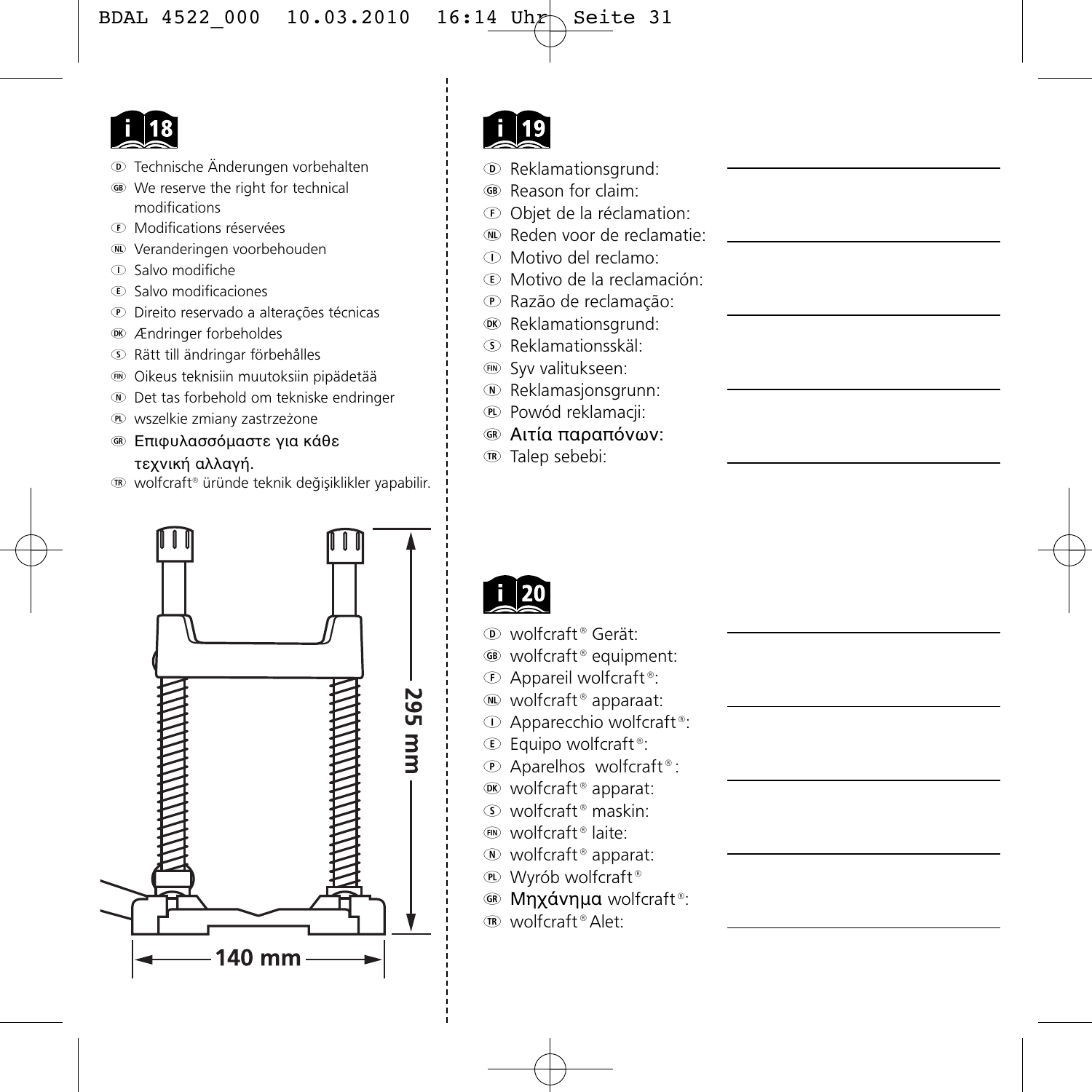## i 18

- D Technische Änderungen vorbehalten
- GB We reserve the right for technical modifications
- F Modifications réservées
- NL Veranderingen voorbehouden
- I Salvo modifiche
- E Salvo modificaciones
- P Direito reservado a alterações técnicas
- DK Ændringer forbeholdes
- S Rätt till ändringar förbehålles
- FIN Oikeus teknisiin muutoksiin pipädetää
- N Det tas forbehold om tekniske endringer
- PL wszelkie zmiany zastrzeżone
- GR Επιφυλασσόμαστε για κάθε τεχνική αλλαγή.
- TR wolfcraft® üründe teknik değişiklikler yapabilir.

295 mm

140 mm

## i 19

- D Reklamationsgrund: ______
- GB Reason for claim:
- F Objet de la réclamation:
- NL Reden voor de reclamatie: ______
- I Motivo del reclamo:
- E Motivo de la reclamación:
- P Razão de reclamação: ______
- DK Reklamationsgrund:
- S Reklamationsskäl:
- FIN Syv valitukseen:
- N Reklamasjonsgrunn: ______
- PL Powód reklamacji:
- GR Αιτία παραπόνων:
- TR Talep sebebi: ______

## i 20

- D wolfcraft® Gerät: ______
- GB wolfcraft® equipment:
- F Appareil wolfcraft®:
- NL wolfcraft® apparaat: ______
- I Apparecchio wolfcraft®:
- E Equipo wolfcraft®:
- P Aparelhos wolfcraft®:
- DK wolfcraft® apparat: ______
- S wolfcraft® maskin:
- FIN wolfcraft® laite:
- N wolfcraft® apparat: ______
- PL Wyrób wolfcraft®
- GR Μηχάνημα wolfcraft®:
- TR wolfcraft® Alet: ______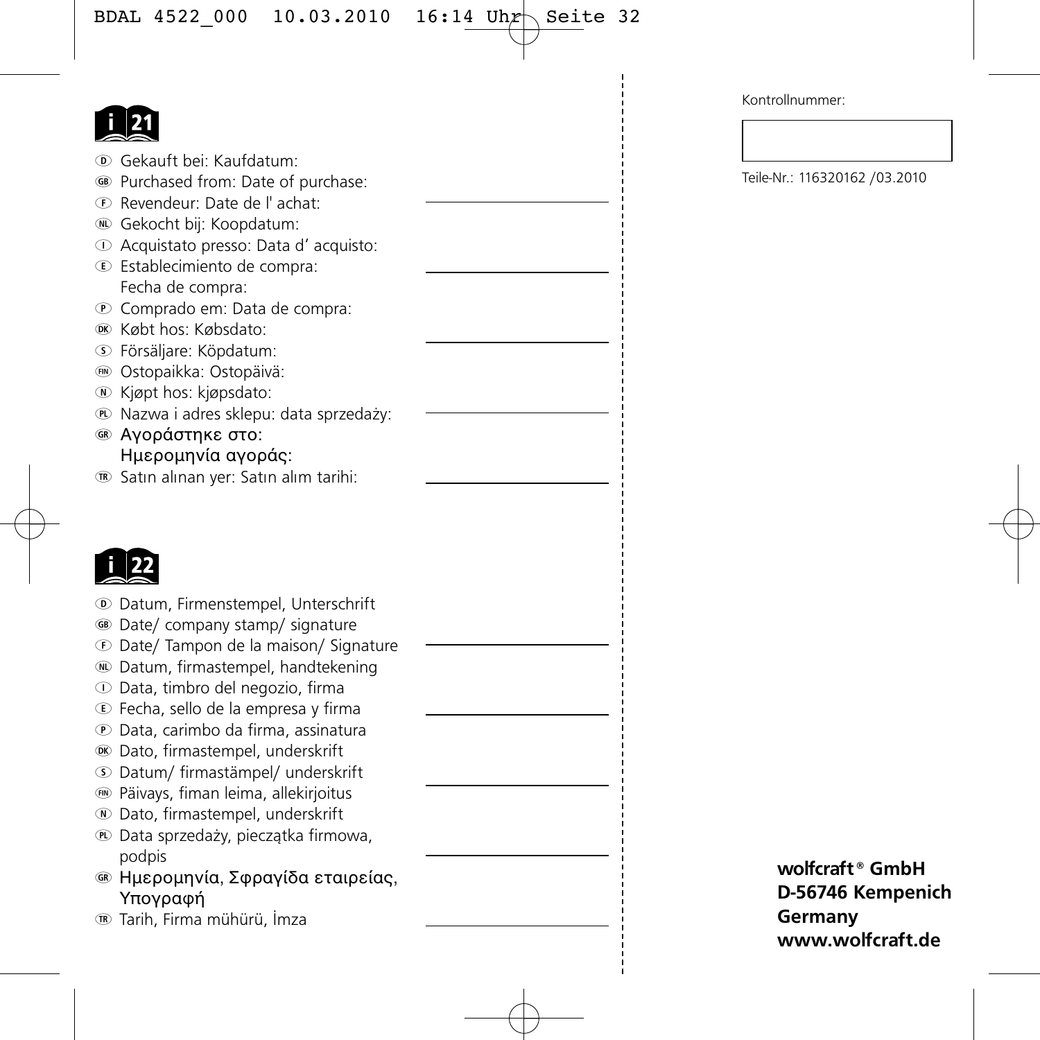**i 21**

- (D) Gekauft bei: Kaufdatum:
- (GB) Purchased from: Date of purchase:
- (F) Revendeur: Date de l' achat:
- (NL) Gekocht bij: Koopdatum:
- (I) Acquistato presso: Data d' acquisto:
- (E) Establecimiento de compra: Fecha de compra:
- (P) Comprado em: Data de compra:
- (DK) Købt hos: Købsdato:
- (S) Försäljare: Köpdatum:
- (FIN) Ostopaikka: Ostopäivä:
- (N) Kjøpt hos: kjøpsdato:
- (PL) Nazwa i adres sklepu: data sprzedaży:
- (GR) Αγοράστηκε στο: Ημερομηνία αγοράς:
- (TR) Satın alınan yer: Satın alım tarihi:

______________________

______________________

______________________

______________________

______________________

**i 22**

- (D) Datum, Firmenstempel, Unterschrift
- (GB) Date/ company stamp/ signature
- (F) Date/ Tampon de la maison/ Signature
- (NL) Datum, firmastempel, handtekening
- (I) Data, timbro del negozio, firma
- (E) Fecha, sello de la empresa y firma
- (P) Data, carimbo da firma, assinatura
- (DK) Dato, firmastempel, underskrift
- (S) Datum/ firmastämpel/ underskrift
- (FIN) Päivays, fiman leima, allekirjoitus
- (N) Dato, firmastempel, underskrift
- (PL) Data sprzedaży, pieczątka firmowa, podpis
- (GR) Ημερομηνία, Σφραγίδα εταιρείας, Υπογραφή
- (TR) Tarih, Firma mühürü, İmza

______________________

______________________

______________________

______________________

______________________

Kontrollnummer:

| |
|---|
| |

Teile-Nr.: 116320162 /03.2010

**wolfcraft® GmbH**
**D-56746 Kempenich**
**Germany**
**www.wolfcraft.de**